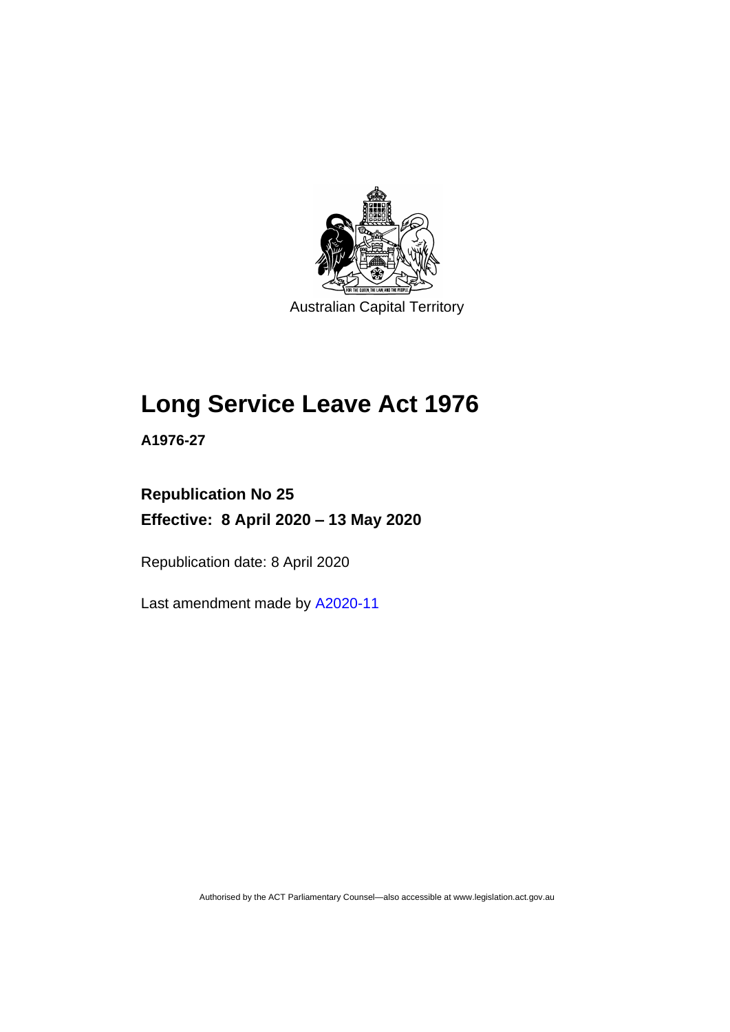Australian Capital Territory

# Long Service Leave Act 1976

**A1976-27**

**Republication No 25**

**Effective: 8 April 2020 – 13 May 2020**

Republication date: 8 April 2020

Last amendment made by A2020-11

Authorised by the ACT Parliamentary Counsel—also accessible at www.legislation.act.gov.au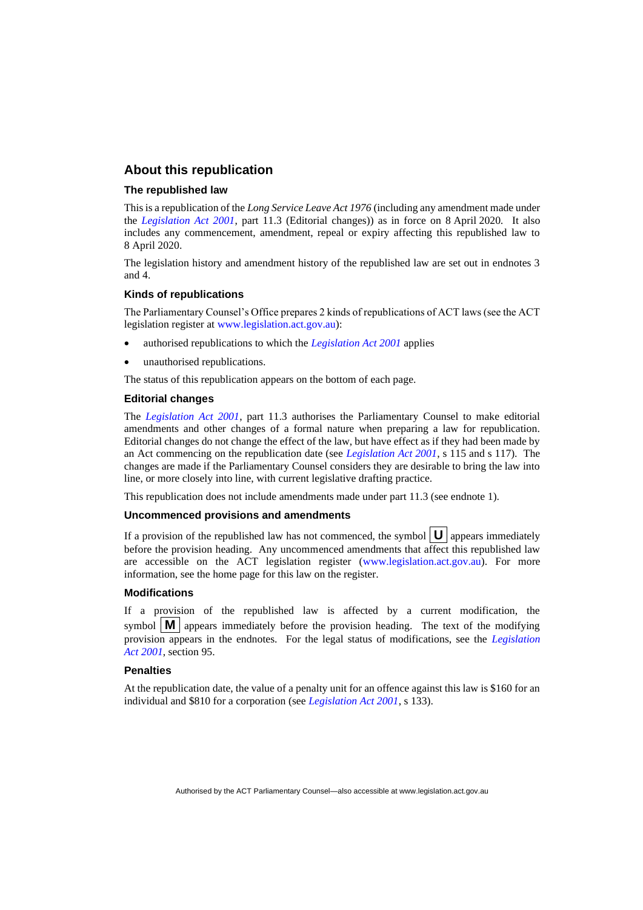## About this republication

### The republished law

This is a republication of the *Long Service Leave Act 1976* (including any amendment made under the *Legislation Act 2001*, part 11.3 (Editorial changes)) as in force on 8 April 2020. It also includes any commencement, amendment, repeal or expiry affecting this republished law to 8 April 2020.

The legislation history and amendment history of the republished law are set out in endnotes 3 and 4.

### Kinds of republications

The Parliamentary Counsel's Office prepares 2 kinds of republications of ACT laws (see the ACT legislation register at www.legislation.act.gov.au):

- authorised republications to which the *Legislation Act 2001* applies
- unauthorised republications.

The status of this republication appears on the bottom of each page.

### Editorial changes

The *Legislation Act 2001*, part 11.3 authorises the Parliamentary Counsel to make editorial amendments and other changes of a formal nature when preparing a law for republication. Editorial changes do not change the effect of the law, but have effect as if they had been made by an Act commencing on the republication date (see *Legislation Act 2001*, s 115 and s 117). The changes are made if the Parliamentary Counsel considers they are desirable to bring the law into line, or more closely into line, with current legislative drafting practice.

This republication does not include amendments made under part 11.3 (see endnote 1).

### Uncommenced provisions and amendments

If a provision of the republished law has not commenced, the symbol **U** appears immediately before the provision heading. Any uncommenced amendments that affect this republished law are accessible on the ACT legislation register (www.legislation.act.gov.au). For more information, see the home page for this law on the register.

### Modifications

If a provision of the republished law is affected by a current modification, the symbol **M** appears immediately before the provision heading. The text of the modifying provision appears in the endnotes. For the legal status of modifications, see the *Legislation Act 2001*, section 95.

### Penalties

At the republication date, the value of a penalty unit for an offence against this law is $160 for an individual and $810 for a corporation (see *Legislation Act 2001*, s 133).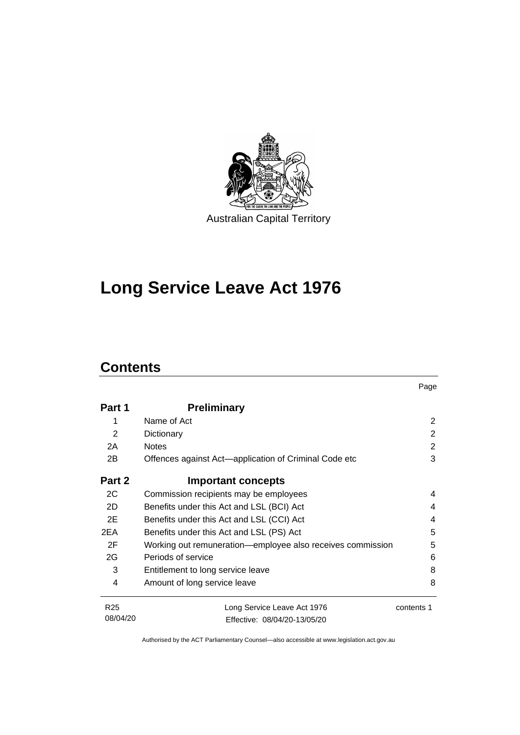Australian Capital Territory

# Long Service Leave Act 1976

## Contents

| | | Page |
|---|---|---|
| **Part 1** | **Preliminary** | |
| 1 | Name of Act | 2 |
| 2 | Dictionary | 2 |
| 2A | Notes | 2 |
| 2B | Offences against Act—application of Criminal Code etc | 3 |
| **Part 2** | **Important concepts** | |
| 2C | Commission recipients may be employees | 4 |
| 2D | Benefits under this Act and LSL (BCI) Act | 4 |
| 2E | Benefits under this Act and LSL (CCI) Act | 4 |
| 2EA | Benefits under this Act and LSL (PS) Act | 5 |
| 2F | Working out remuneration—employee also receives commission | 5 |
| 2G | Periods of service | 6 |
| 3 | Entitlement to long service leave | 8 |
| 4 | Amount of long service leave | 8 |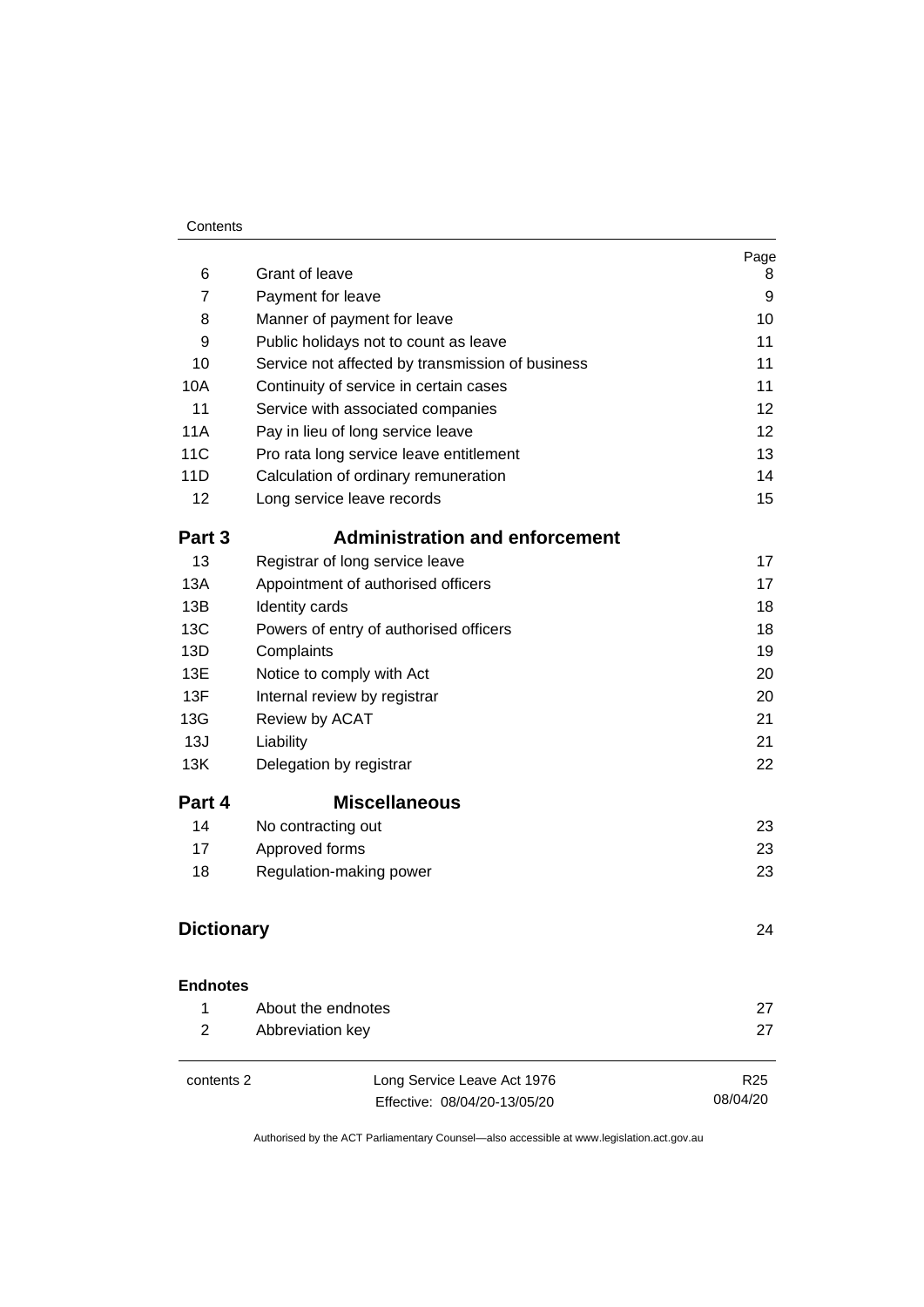| | | Page |
|---|---|---|
| 6 | Grant of leave | 8 |
| 7 | Payment for leave | 9 |
| 8 | Manner of payment for leave | 10 |
| 9 | Public holidays not to count as leave | 11 |
| 10 | Service not affected by transmission of business | 11 |
| 10A | Continuity of service in certain cases | 11 |
| 11 | Service with associated companies | 12 |
| 11A | Pay in lieu of long service leave | 12 |
| 11C | Pro rata long service leave entitlement | 13 |
| 11D | Calculation of ordinary remuneration | 14 |
| 12 | Long service leave records | 15 |

## Part 3 Administration and enforcement

| | | |
|---|---|---|
| 13 | Registrar of long service leave | 17 |
| 13A | Appointment of authorised officers | 17 |
| 13B | Identity cards | 18 |
| 13C | Powers of entry of authorised officers | 18 |
| 13D | Complaints | 19 |
| 13E | Notice to comply with Act | 20 |
| 13F | Internal review by registrar | 20 |
| 13G | Review by ACAT | 21 |
| 13J | Liability | 21 |
| 13K | Delegation by registrar | 22 |

## Part 4 Miscellaneous

| | | |
|---|---|---|
| 14 | No contracting out | 23 |
| 17 | Approved forms | 23 |
| 18 | Regulation-making power | 23 |

## Dictionary 24

### Endnotes

| | | |
|---|---|---|
| 1 | About the endnotes | 27 |
| 2 | Abbreviation key | 27 |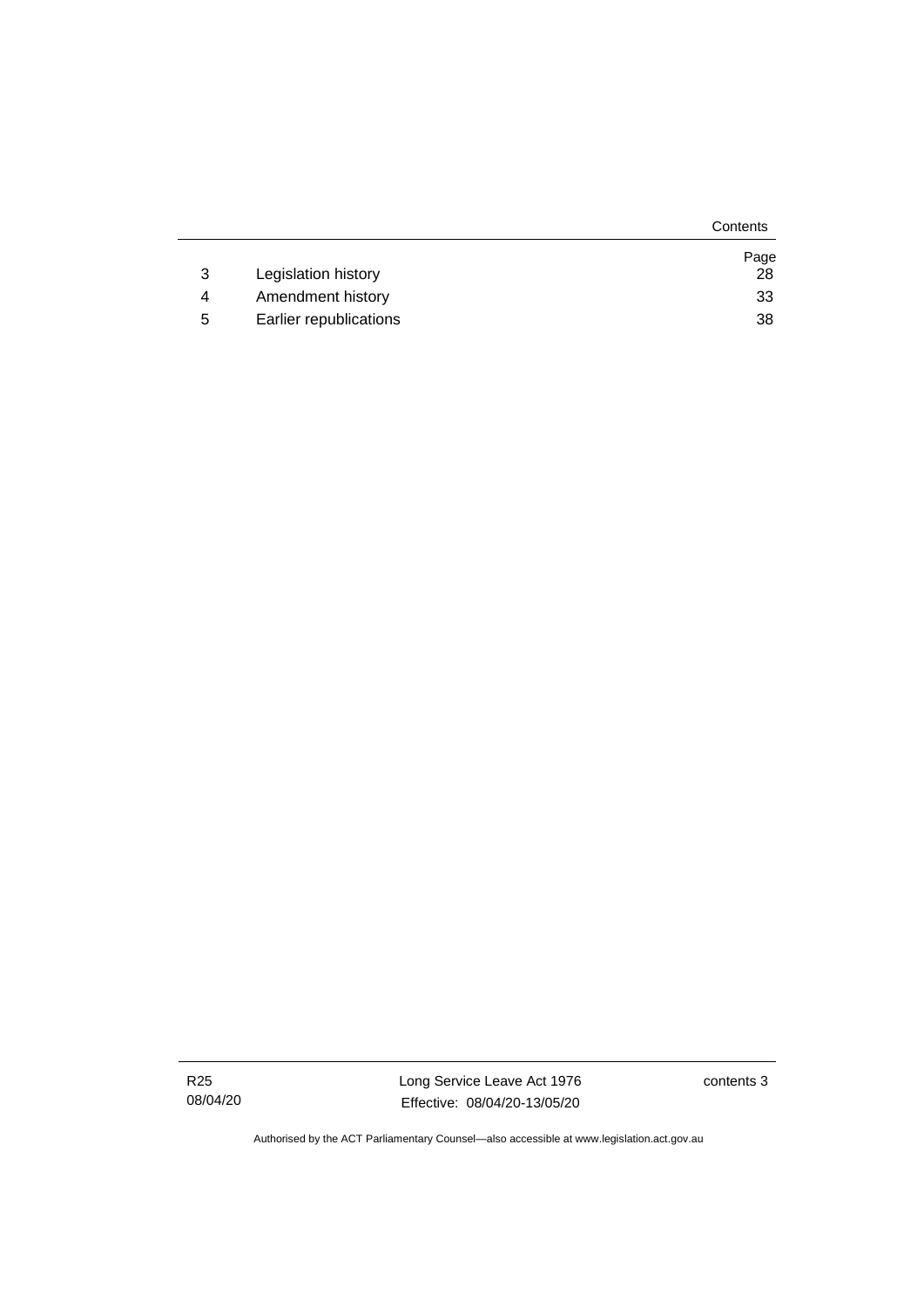| | | Page |
|---|---|---|
| 3 | Legislation history | 28 |
| 4 | Amendment history | 33 |
| 5 | Earlier republications | 38 |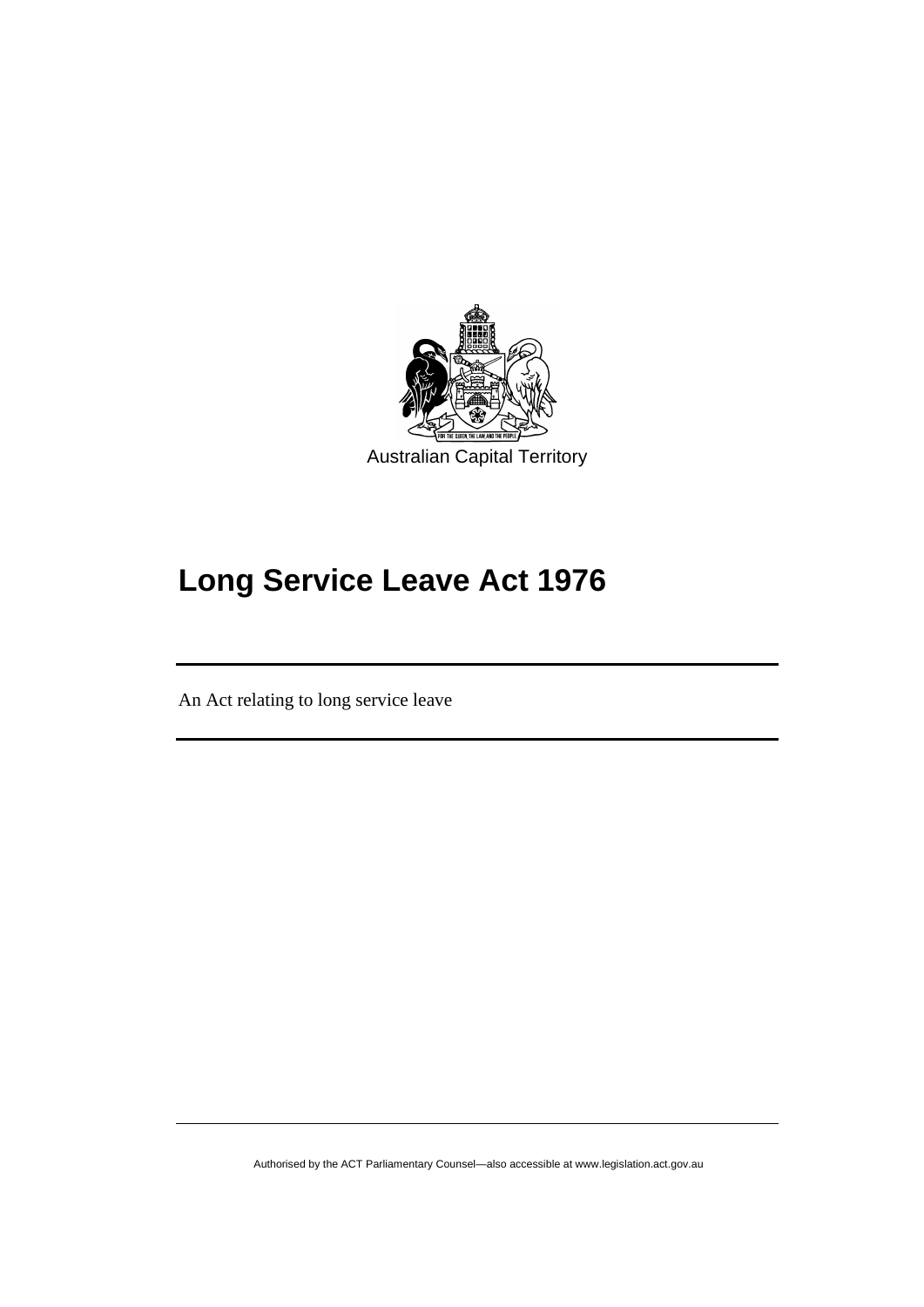Australian Capital Territory

# Long Service Leave Act 1976

An Act relating to long service leave

Authorised by the ACT Parliamentary Counsel—also accessible at www.legislation.act.gov.au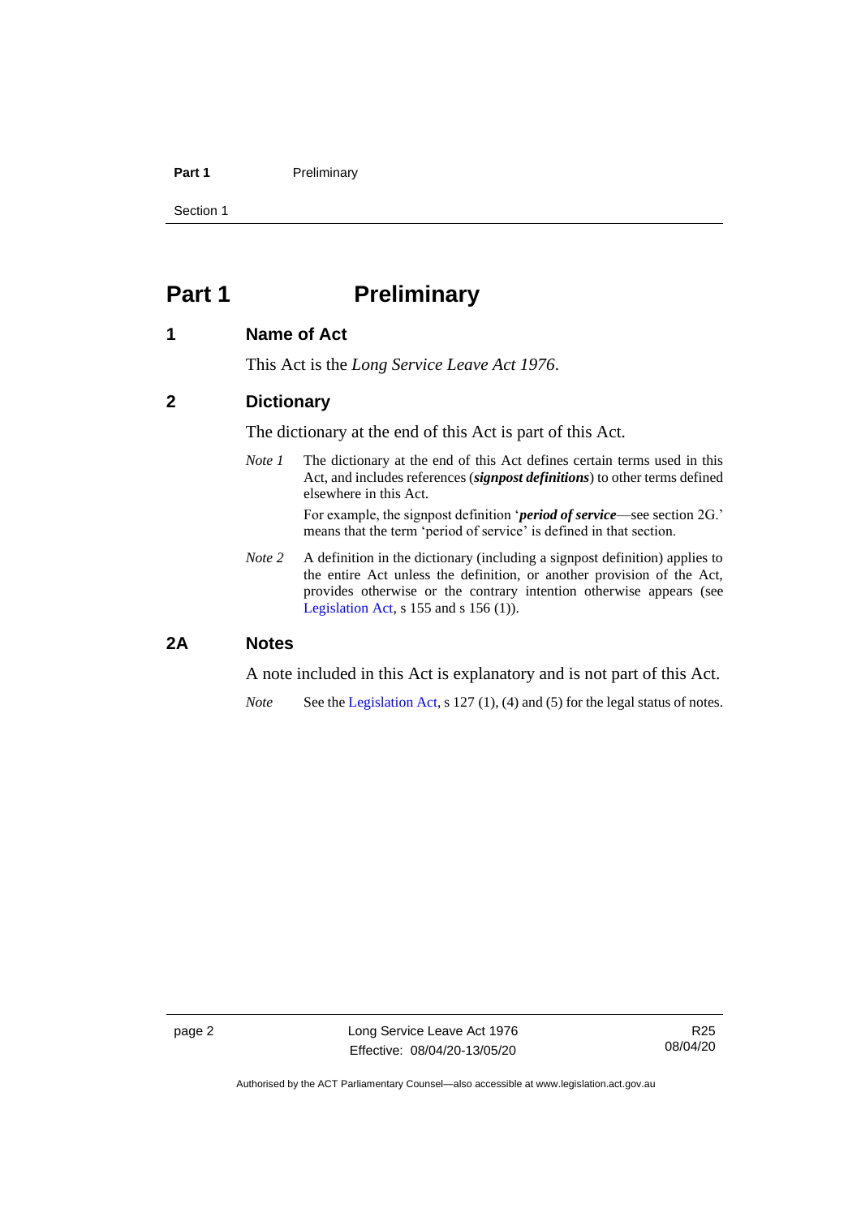# Part 1 Preliminary

## 1 Name of Act

This Act is the *Long Service Leave Act 1976*.

## 2 Dictionary

The dictionary at the end of this Act is part of this Act.

*Note 1* The dictionary at the end of this Act defines certain terms used in this Act, and includes references (***signpost definitions***) to other terms defined elsewhere in this Act.

For example, the signpost definition '***period of service***—see section 2G.' means that the term 'period of service' is defined in that section.

*Note 2* A definition in the dictionary (including a signpost definition) applies to the entire Act unless the definition, or another provision of the Act, provides otherwise or the contrary intention otherwise appears (see Legislation Act, s 155 and s 156 (1)).

## 2A Notes

A note included in this Act is explanatory and is not part of this Act.

*Note* See the Legislation Act, s 127 (1), (4) and (5) for the legal status of notes.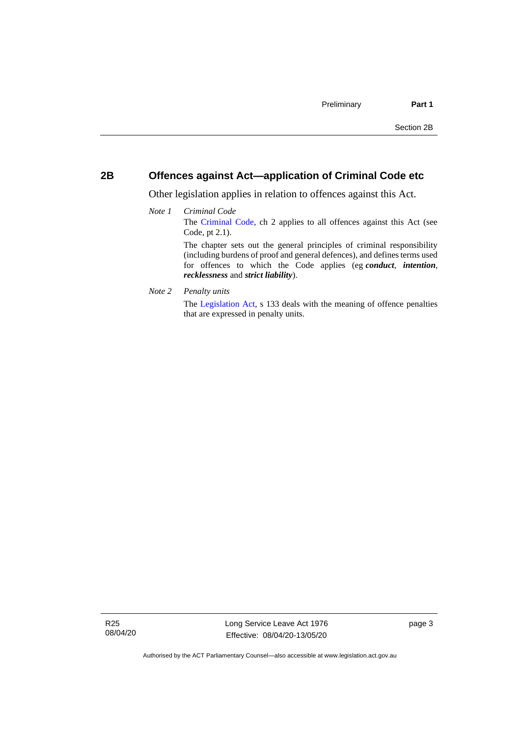## 2B Offences against Act—application of Criminal Code etc

Other legislation applies in relation to offences against this Act.

*Note 1* *Criminal Code*

The Criminal Code, ch 2 applies to all offences against this Act (see Code, pt 2.1).

The chapter sets out the general principles of criminal responsibility (including burdens of proof and general defences), and defines terms used for offences to which the Code applies (eg ***conduct***, ***intention***, ***recklessness*** and ***strict liability***).

*Note 2* *Penalty units*

The Legislation Act, s 133 deals with the meaning of offence penalties that are expressed in penalty units.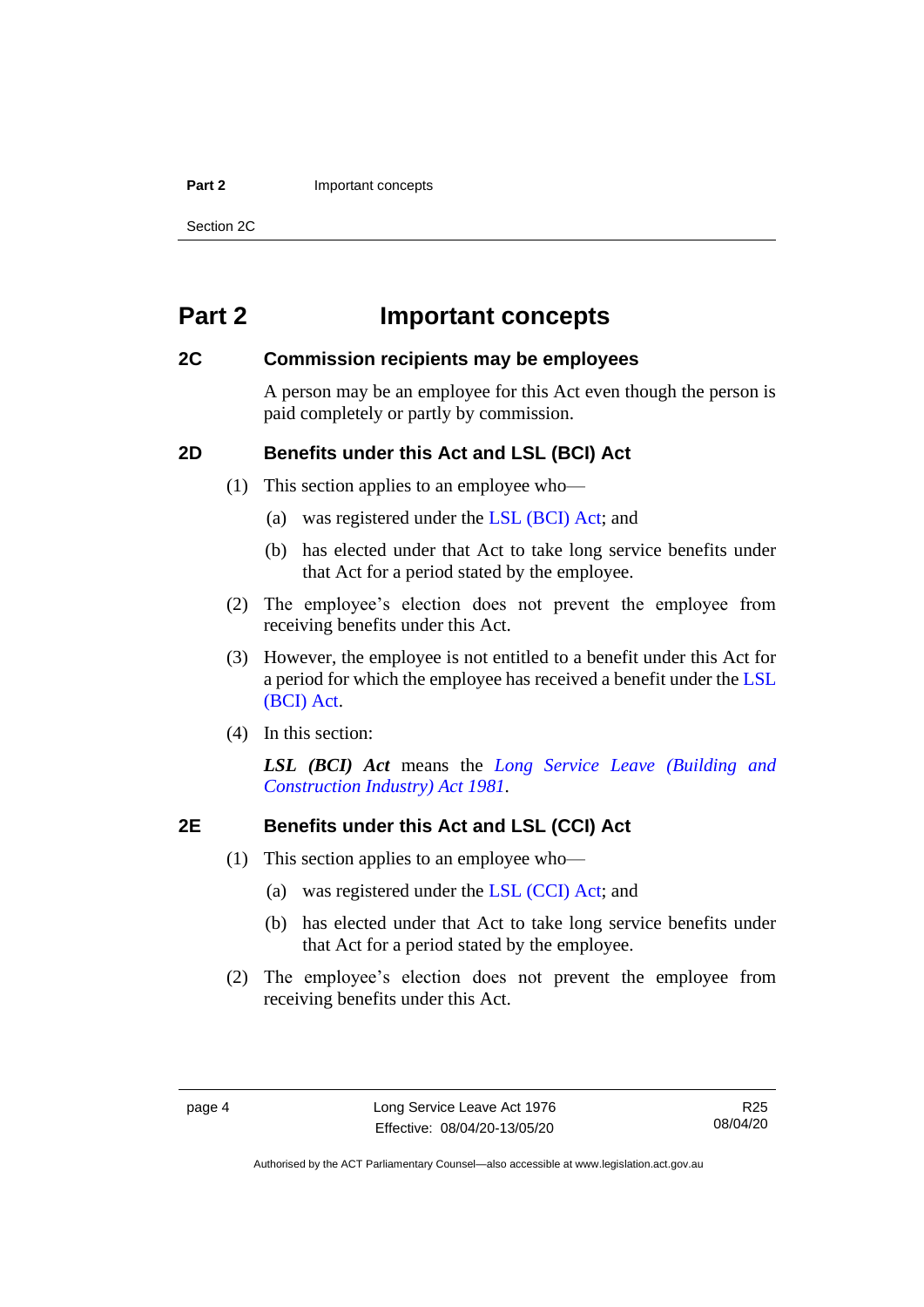# Part 2 Important concepts

## 2C Commission recipients may be employees

A person may be an employee for this Act even though the person is paid completely or partly by commission.

## 2D Benefits under this Act and LSL (BCI) Act

(1) This section applies to an employee who—

(a) was registered under the LSL (BCI) Act; and

(b) has elected under that Act to take long service benefits under that Act for a period stated by the employee.

(2) The employee's election does not prevent the employee from receiving benefits under this Act.

(3) However, the employee is not entitled to a benefit under this Act for a period for which the employee has received a benefit under the LSL (BCI) Act.

(4) In this section:

***LSL (BCI) Act*** means the *Long Service Leave (Building and Construction Industry) Act 1981*.

## 2E Benefits under this Act and LSL (CCI) Act

(1) This section applies to an employee who—

(a) was registered under the LSL (CCI) Act; and

(b) has elected under that Act to take long service benefits under that Act for a period stated by the employee.

(2) The employee's election does not prevent the employee from receiving benefits under this Act.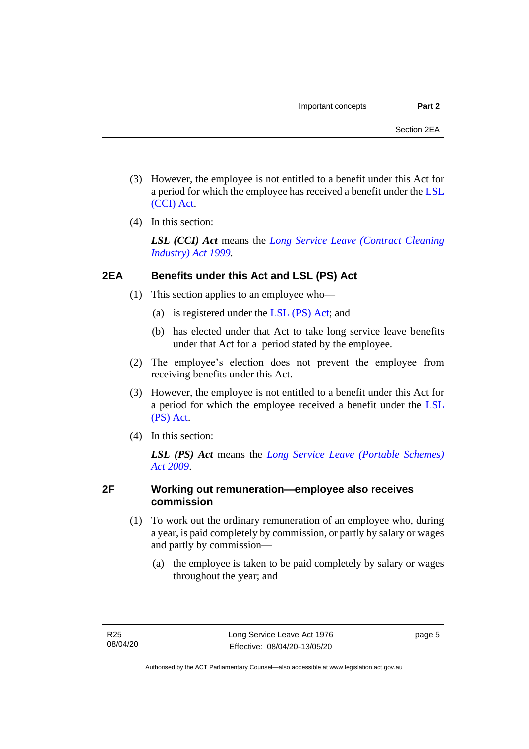(3) However, the employee is not entitled to a benefit under this Act for a period for which the employee has received a benefit under the LSL (CCI) Act.

(4) In this section:

***LSL (CCI) Act*** means the *Long Service Leave (Contract Cleaning Industry) Act 1999*.

## 2EA Benefits under this Act and LSL (PS) Act

(1) This section applies to an employee who—

(a) is registered under the LSL (PS) Act; and

(b) has elected under that Act to take long service leave benefits under that Act for a period stated by the employee.

(2) The employee's election does not prevent the employee from receiving benefits under this Act.

(3) However, the employee is not entitled to a benefit under this Act for a period for which the employee received a benefit under the LSL (PS) Act.

(4) In this section:

***LSL (PS) Act*** means the *Long Service Leave (Portable Schemes) Act 2009*.

## 2F Working out remuneration—employee also receives commission

(1) To work out the ordinary remuneration of an employee who, during a year, is paid completely by commission, or partly by salary or wages and partly by commission—

(a) the employee is taken to be paid completely by salary or wages throughout the year; and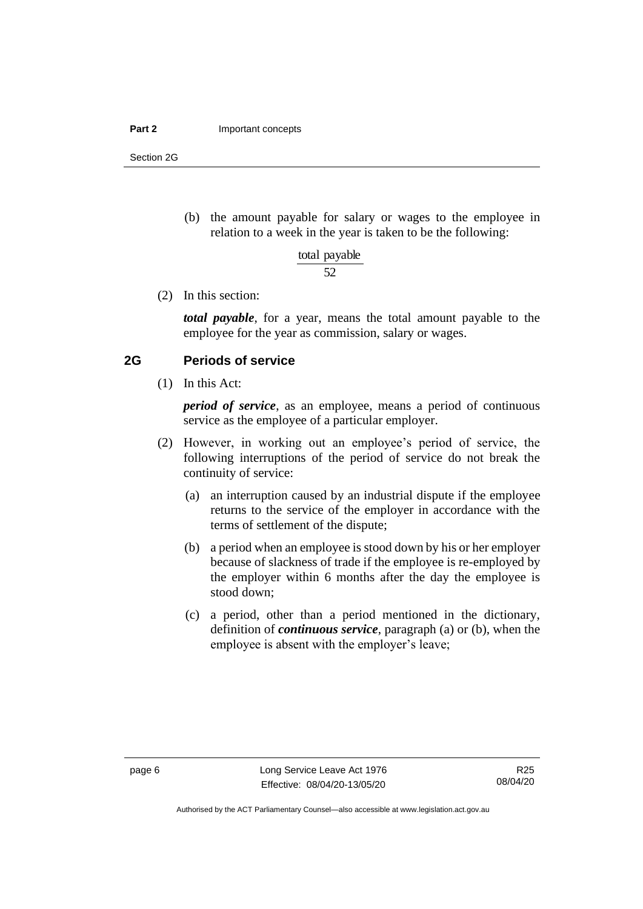(b) the amount payable for salary or wages to the employee in relation to a week in the year is taken to be the following:

$$\frac{\text{total payable}}{52}$$

(2) In this section:

***total payable***, for a year, means the total amount payable to the employee for the year as commission, salary or wages.

### 2G Periods of service

(1) In this Act:

***period of service***, as an employee, means a period of continuous service as the employee of a particular employer.

(2) However, in working out an employee's period of service, the following interruptions of the period of service do not break the continuity of service:

(a) an interruption caused by an industrial dispute if the employee returns to the service of the employer in accordance with the terms of settlement of the dispute;

(b) a period when an employee is stood down by his or her employer because of slackness of trade if the employee is re-employed by the employer within 6 months after the day the employee is stood down;

(c) a period, other than a period mentioned in the dictionary, definition of ***continuous service***, paragraph (a) or (b), when the employee is absent with the employer's leave;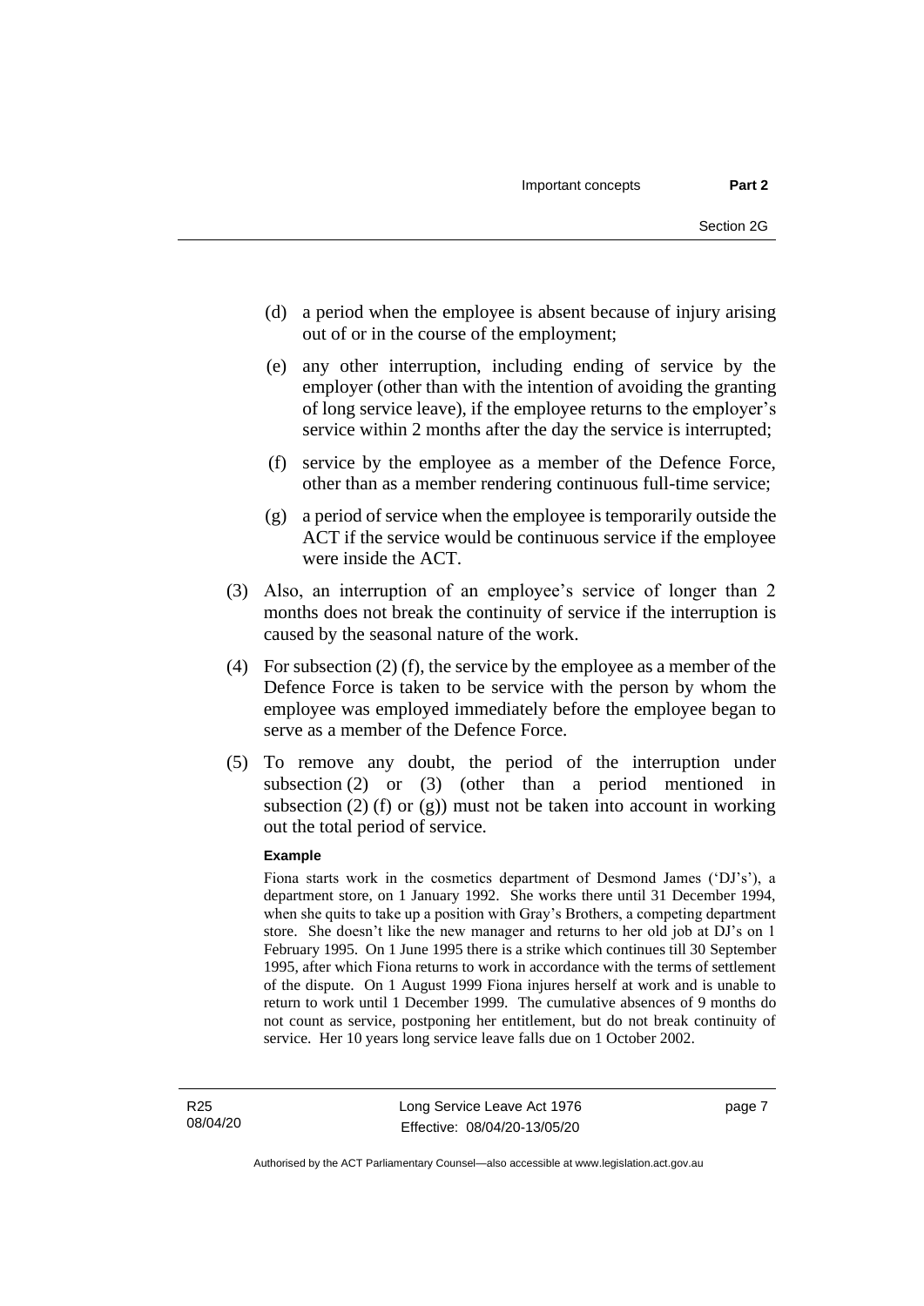(d) a period when the employee is absent because of injury arising out of or in the course of the employment;

(e) any other interruption, including ending of service by the employer (other than with the intention of avoiding the granting of long service leave), if the employee returns to the employer's service within 2 months after the day the service is interrupted;

(f) service by the employee as a member of the Defence Force, other than as a member rendering continuous full-time service;

(g) a period of service when the employee is temporarily outside the ACT if the service would be continuous service if the employee were inside the ACT.

(3) Also, an interruption of an employee's service of longer than 2 months does not break the continuity of service if the interruption is caused by the seasonal nature of the work.

(4) For subsection (2) (f), the service by the employee as a member of the Defence Force is taken to be service with the person by whom the employee was employed immediately before the employee began to serve as a member of the Defence Force.

(5) To remove any doubt, the period of the interruption under subsection (2) or (3) (other than a period mentioned in subsection (2) (f) or (g)) must not be taken into account in working out the total period of service.

**Example**

Fiona starts work in the cosmetics department of Desmond James ('DJ's'), a department store, on 1 January 1992. She works there until 31 December 1994, when she quits to take up a position with Gray's Brothers, a competing department store. She doesn't like the new manager and returns to her old job at DJ's on 1 February 1995. On 1 June 1995 there is a strike which continues till 30 September 1995, after which Fiona returns to work in accordance with the terms of settlement of the dispute. On 1 August 1999 Fiona injures herself at work and is unable to return to work until 1 December 1999. The cumulative absences of 9 months do not count as service, postponing her entitlement, but do not break continuity of service. Her 10 years long service leave falls due on 1 October 2002.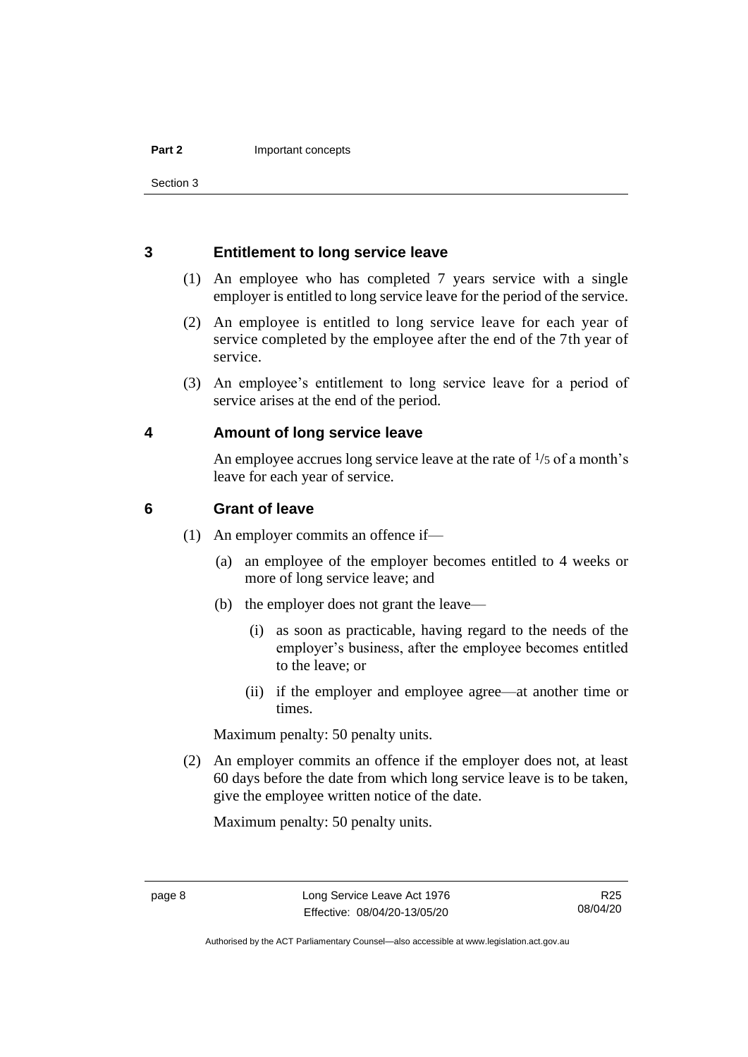## 3 Entitlement to long service leave

(1) An employee who has completed 7 years service with a single employer is entitled to long service leave for the period of the service.

(2) An employee is entitled to long service leave for each year of service completed by the employee after the end of the 7th year of service.

(3) An employee's entitlement to long service leave for a period of service arises at the end of the period.

## 4 Amount of long service leave

An employee accrues long service leave at the rate of $^{1}/_{5}$ of a month's leave for each year of service.

## 6 Grant of leave

(1) An employer commits an offence if—

(a) an employee of the employer becomes entitled to 4 weeks or more of long service leave; and

(b) the employer does not grant the leave—

(i) as soon as practicable, having regard to the needs of the employer's business, after the employee becomes entitled to the leave; or

(ii) if the employer and employee agree—at another time or times.

Maximum penalty: 50 penalty units.

(2) An employer commits an offence if the employer does not, at least 60 days before the date from which long service leave is to be taken, give the employee written notice of the date.

Maximum penalty: 50 penalty units.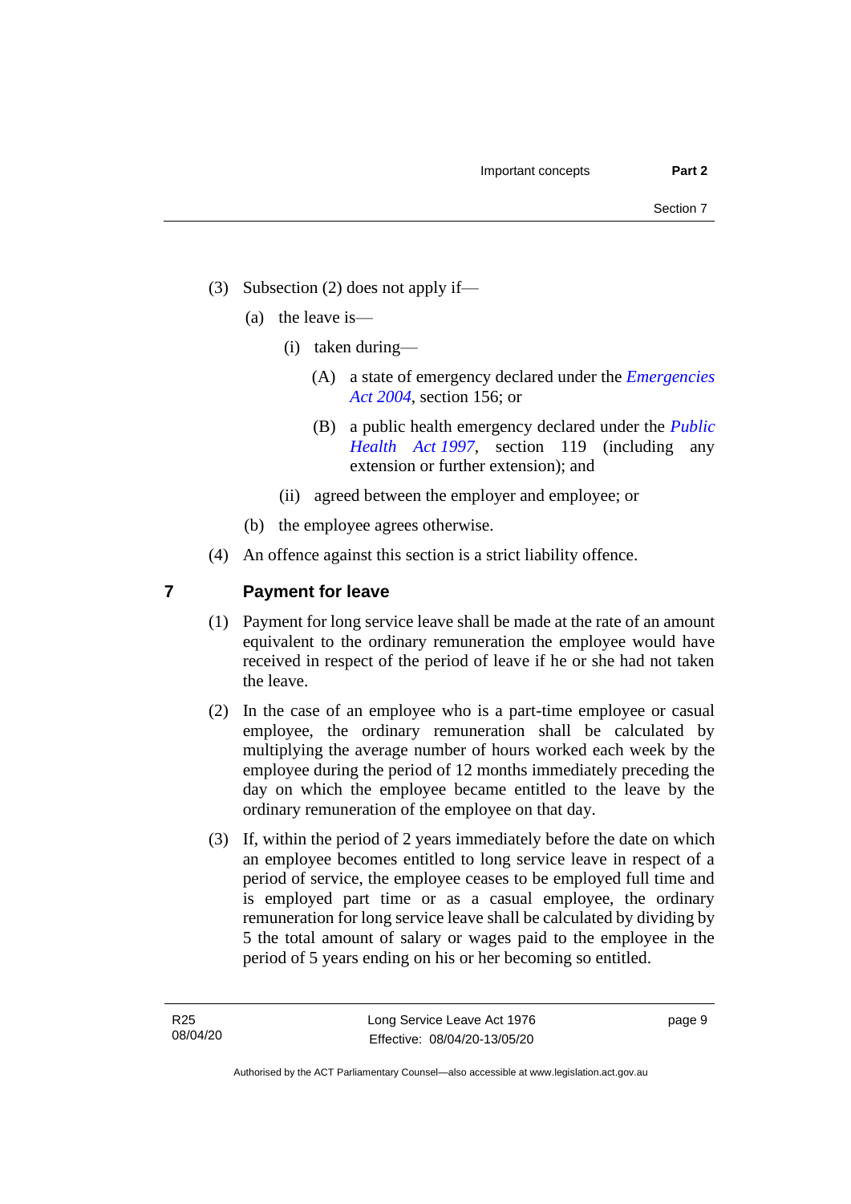(3) Subsection (2) does not apply if—

(a) the leave is—

(i) taken during—

(A) a state of emergency declared under the *Emergencies Act 2004*, section 156; or

(B) a public health emergency declared under the *Public Health Act 1997*, section 119 (including any extension or further extension); and

(ii) agreed between the employer and employee; or

(b) the employee agrees otherwise.

(4) An offence against this section is a strict liability offence.

## 7 Payment for leave

(1) Payment for long service leave shall be made at the rate of an amount equivalent to the ordinary remuneration the employee would have received in respect of the period of leave if he or she had not taken the leave.

(2) In the case of an employee who is a part-time employee or casual employee, the ordinary remuneration shall be calculated by multiplying the average number of hours worked each week by the employee during the period of 12 months immediately preceding the day on which the employee became entitled to the leave by the ordinary remuneration of the employee on that day.

(3) If, within the period of 2 years immediately before the date on which an employee becomes entitled to long service leave in respect of a period of service, the employee ceases to be employed full time and is employed part time or as a casual employee, the ordinary remuneration for long service leave shall be calculated by dividing by 5 the total amount of salary or wages paid to the employee in the period of 5 years ending on his or her becoming so entitled.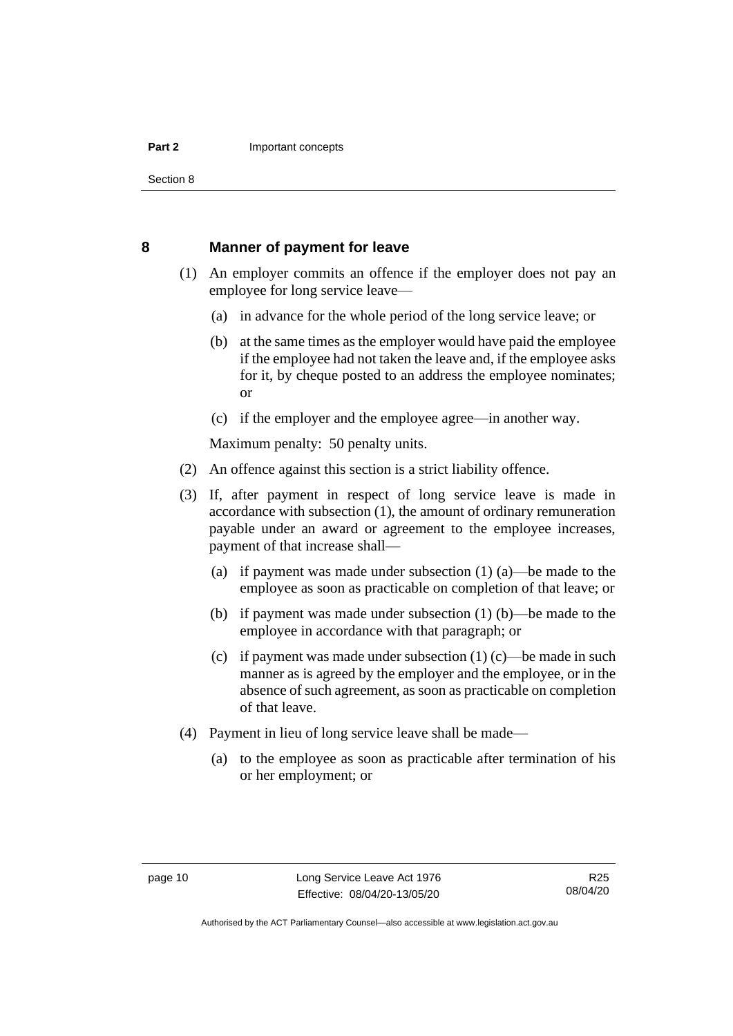## 8 Manner of payment for leave

(1) An employer commits an offence if the employer does not pay an employee for long service leave—

(a) in advance for the whole period of the long service leave; or

(b) at the same times as the employer would have paid the employee if the employee had not taken the leave and, if the employee asks for it, by cheque posted to an address the employee nominates; or

(c) if the employer and the employee agree—in another way.

Maximum penalty: 50 penalty units.

(2) An offence against this section is a strict liability offence.

(3) If, after payment in respect of long service leave is made in accordance with subsection (1), the amount of ordinary remuneration payable under an award or agreement to the employee increases, payment of that increase shall—

(a) if payment was made under subsection (1) (a)—be made to the employee as soon as practicable on completion of that leave; or

(b) if payment was made under subsection (1) (b)—be made to the employee in accordance with that paragraph; or

(c) if payment was made under subsection (1) (c)—be made in such manner as is agreed by the employer and the employee, or in the absence of such agreement, as soon as practicable on completion of that leave.

(4) Payment in lieu of long service leave shall be made—

(a) to the employee as soon as practicable after termination of his or her employment; or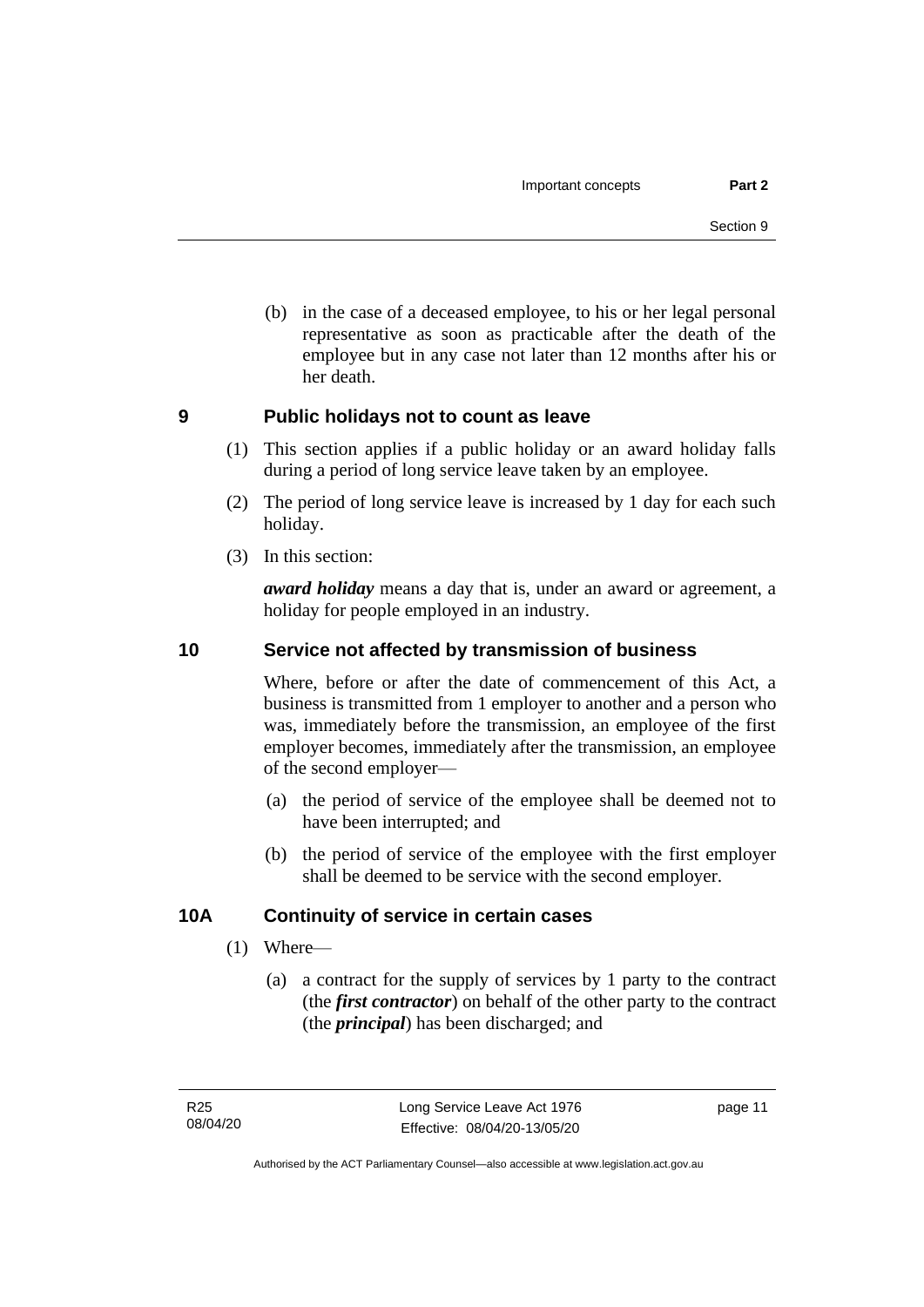(b) in the case of a deceased employee, to his or her legal personal representative as soon as practicable after the death of the employee but in any case not later than 12 months after his or her death.

## 9 Public holidays not to count as leave

(1) This section applies if a public holiday or an award holiday falls during a period of long service leave taken by an employee.

(2) The period of long service leave is increased by 1 day for each such holiday.

(3) In this section:

***award holiday*** means a day that is, under an award or agreement, a holiday for people employed in an industry.

## 10 Service not affected by transmission of business

Where, before or after the date of commencement of this Act, a business is transmitted from 1 employer to another and a person who was, immediately before the transmission, an employee of the first employer becomes, immediately after the transmission, an employee of the second employer—

(a) the period of service of the employee shall be deemed not to have been interrupted; and

(b) the period of service of the employee with the first employer shall be deemed to be service with the second employer.

## 10A Continuity of service in certain cases

(1) Where—

(a) a contract for the supply of services by 1 party to the contract (the ***first contractor***) on behalf of the other party to the contract (the ***principal***) has been discharged; and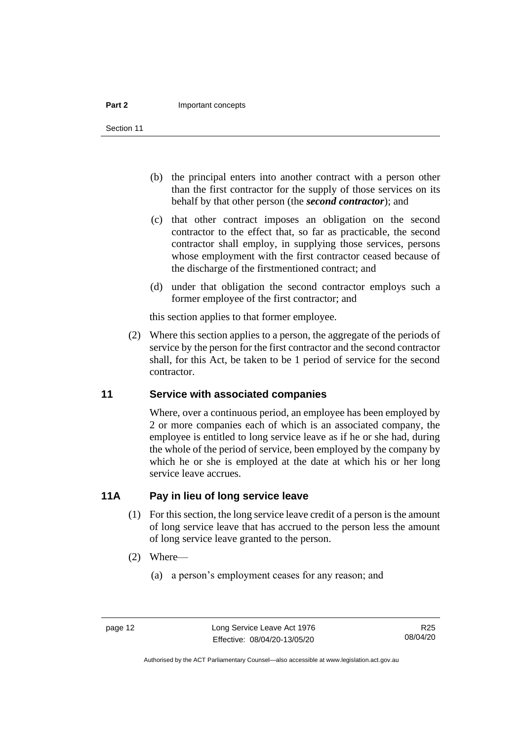(b) the principal enters into another contract with a person other than the first contractor for the supply of those services on its behalf by that other person (the ***second contractor***); and

(c) that other contract imposes an obligation on the second contractor to the effect that, so far as practicable, the second contractor shall employ, in supplying those services, persons whose employment with the first contractor ceased because of the discharge of the firstmentioned contract; and

(d) under that obligation the second contractor employs such a former employee of the first contractor; and

this section applies to that former employee.

(2) Where this section applies to a person, the aggregate of the periods of service by the person for the first contractor and the second contractor shall, for this Act, be taken to be 1 period of service for the second contractor.

## 11 Service with associated companies

Where, over a continuous period, an employee has been employed by 2 or more companies each of which is an associated company, the employee is entitled to long service leave as if he or she had, during the whole of the period of service, been employed by the company by which he or she is employed at the date at which his or her long service leave accrues.

## 11A Pay in lieu of long service leave

(1) For this section, the long service leave credit of a person is the amount of long service leave that has accrued to the person less the amount of long service leave granted to the person.

(2) Where—

(a) a person's employment ceases for any reason; and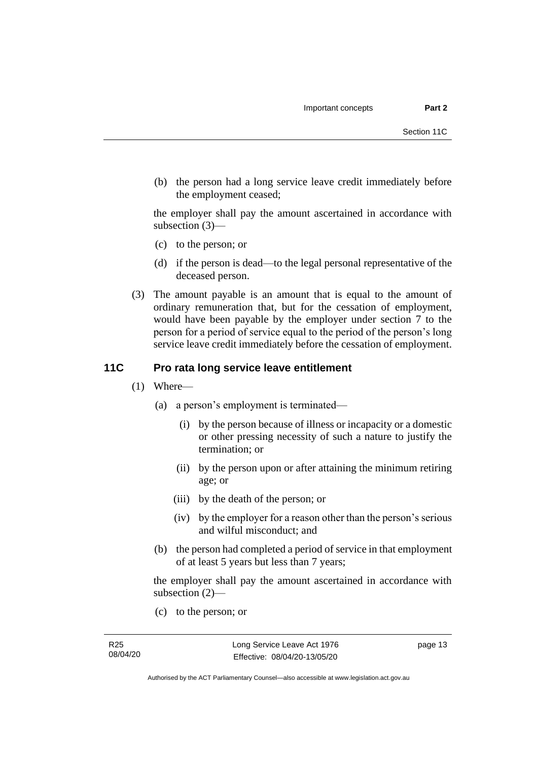(b) the person had a long service leave credit immediately before the employment ceased;

the employer shall pay the amount ascertained in accordance with subsection (3)—

(c) to the person; or

(d) if the person is dead—to the legal personal representative of the deceased person.

(3) The amount payable is an amount that is equal to the amount of ordinary remuneration that, but for the cessation of employment, would have been payable by the employer under section 7 to the person for a period of service equal to the period of the person's long service leave credit immediately before the cessation of employment.

## 11C Pro rata long service leave entitlement

(1) Where—

(a) a person's employment is terminated—

(i) by the person because of illness or incapacity or a domestic or other pressing necessity of such a nature to justify the termination; or

(ii) by the person upon or after attaining the minimum retiring age; or

(iii) by the death of the person; or

(iv) by the employer for a reason other than the person's serious and wilful misconduct; and

(b) the person had completed a period of service in that employment of at least 5 years but less than 7 years;

the employer shall pay the amount ascertained in accordance with subsection (2)—

(c) to the person; or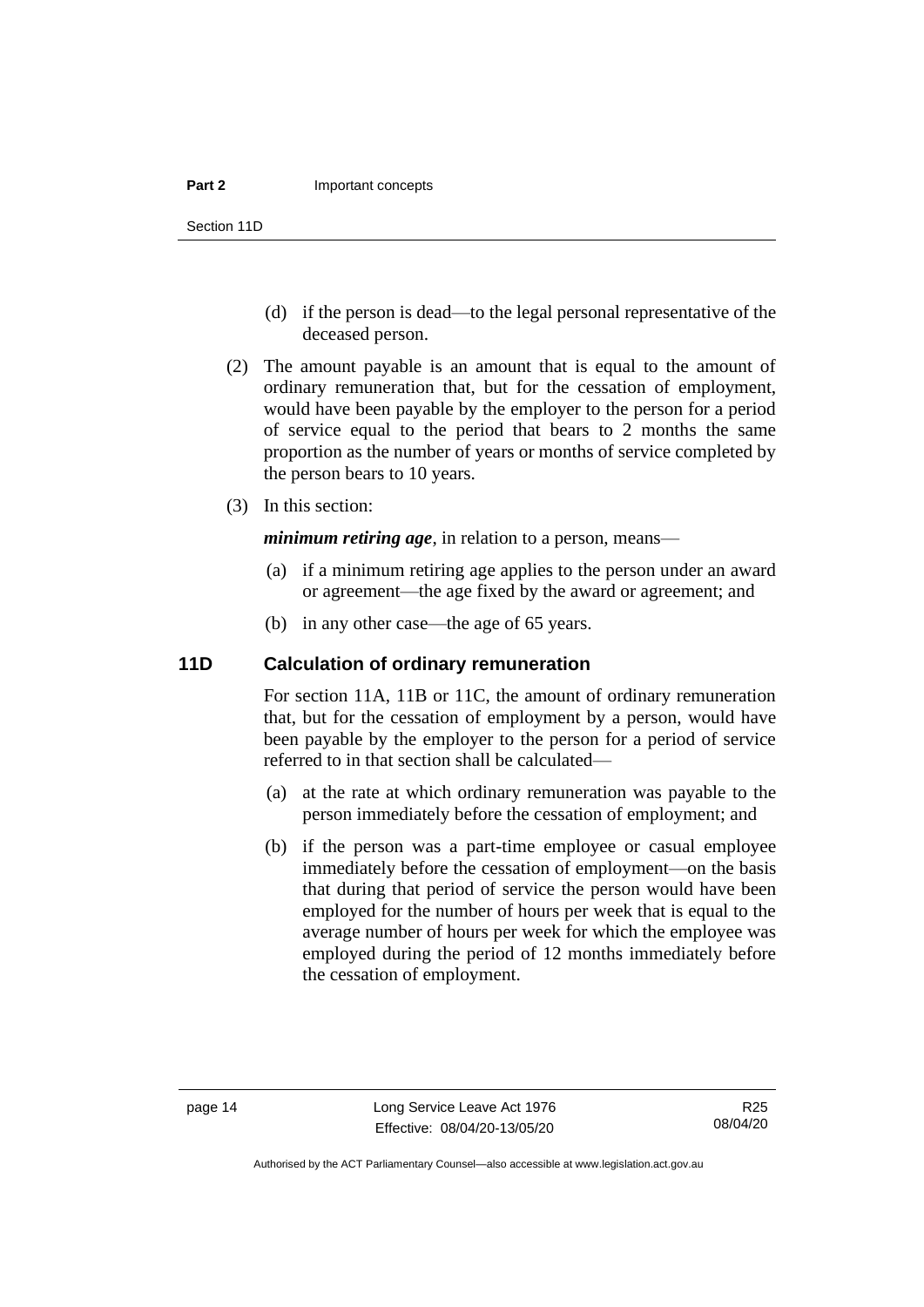(d) if the person is dead—to the legal personal representative of the deceased person.

(2) The amount payable is an amount that is equal to the amount of ordinary remuneration that, but for the cessation of employment, would have been payable by the employer to the person for a period of service equal to the period that bears to 2 months the same proportion as the number of years or months of service completed by the person bears to 10 years.

(3) In this section:

***minimum retiring age***, in relation to a person, means—

(a) if a minimum retiring age applies to the person under an award or agreement—the age fixed by the award or agreement; and

(b) in any other case—the age of 65 years.

### 11D Calculation of ordinary remuneration

For section 11A, 11B or 11C, the amount of ordinary remuneration that, but for the cessation of employment by a person, would have been payable by the employer to the person for a period of service referred to in that section shall be calculated—

(a) at the rate at which ordinary remuneration was payable to the person immediately before the cessation of employment; and

(b) if the person was a part-time employee or casual employee immediately before the cessation of employment—on the basis that during that period of service the person would have been employed for the number of hours per week that is equal to the average number of hours per week for which the employee was employed during the period of 12 months immediately before the cessation of employment.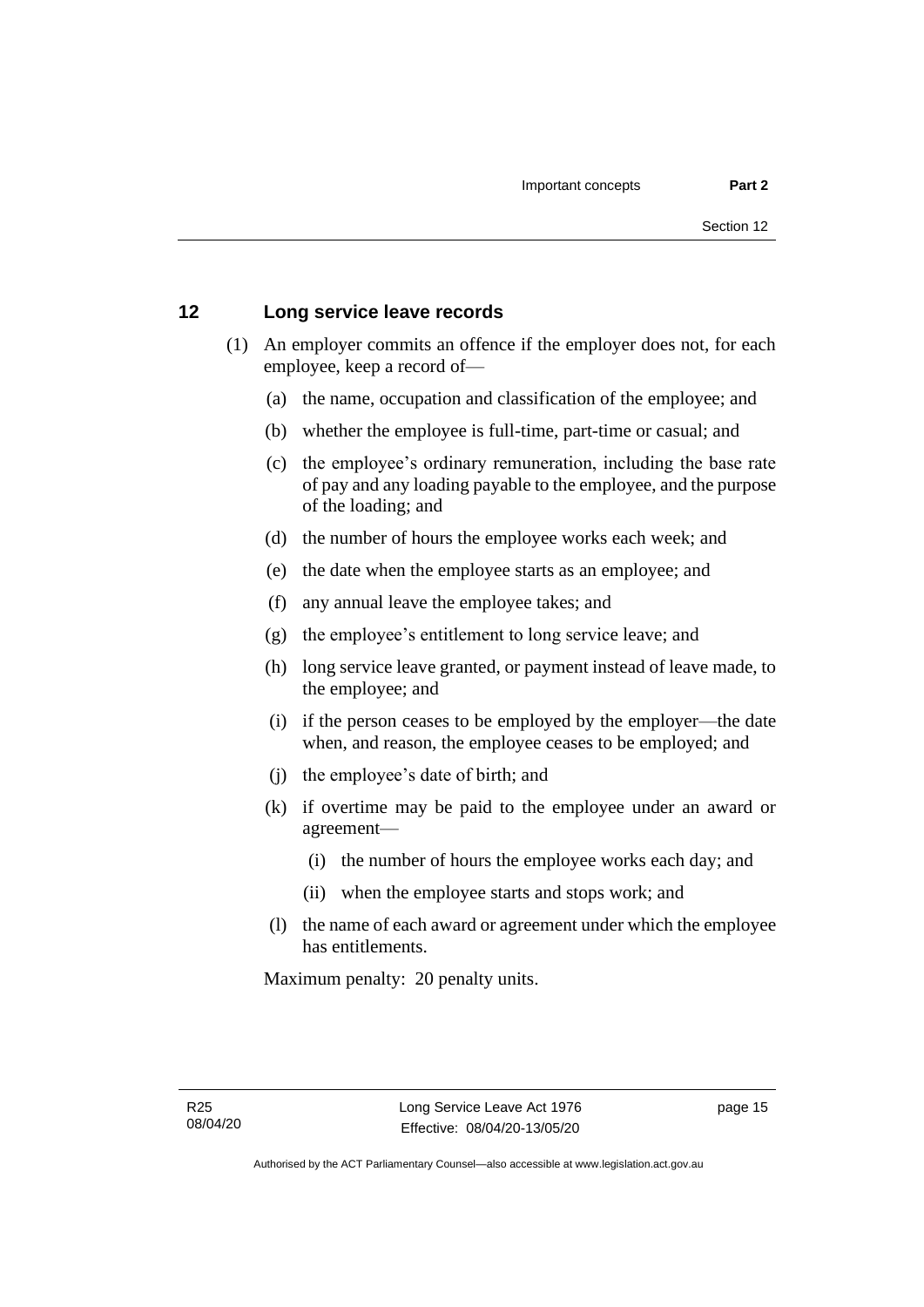## 12 Long service leave records

(1) An employer commits an offence if the employer does not, for each employee, keep a record of—

(a) the name, occupation and classification of the employee; and

(b) whether the employee is full-time, part-time or casual; and

(c) the employee's ordinary remuneration, including the base rate of pay and any loading payable to the employee, and the purpose of the loading; and

(d) the number of hours the employee works each week; and

(e) the date when the employee starts as an employee; and

(f) any annual leave the employee takes; and

(g) the employee's entitlement to long service leave; and

(h) long service leave granted, or payment instead of leave made, to the employee; and

(i) if the person ceases to be employed by the employer—the date when, and reason, the employee ceases to be employed; and

(j) the employee's date of birth; and

(k) if overtime may be paid to the employee under an award or agreement—

(i) the number of hours the employee works each day; and

(ii) when the employee starts and stops work; and

(l) the name of each award or agreement under which the employee has entitlements.

Maximum penalty: 20 penalty units.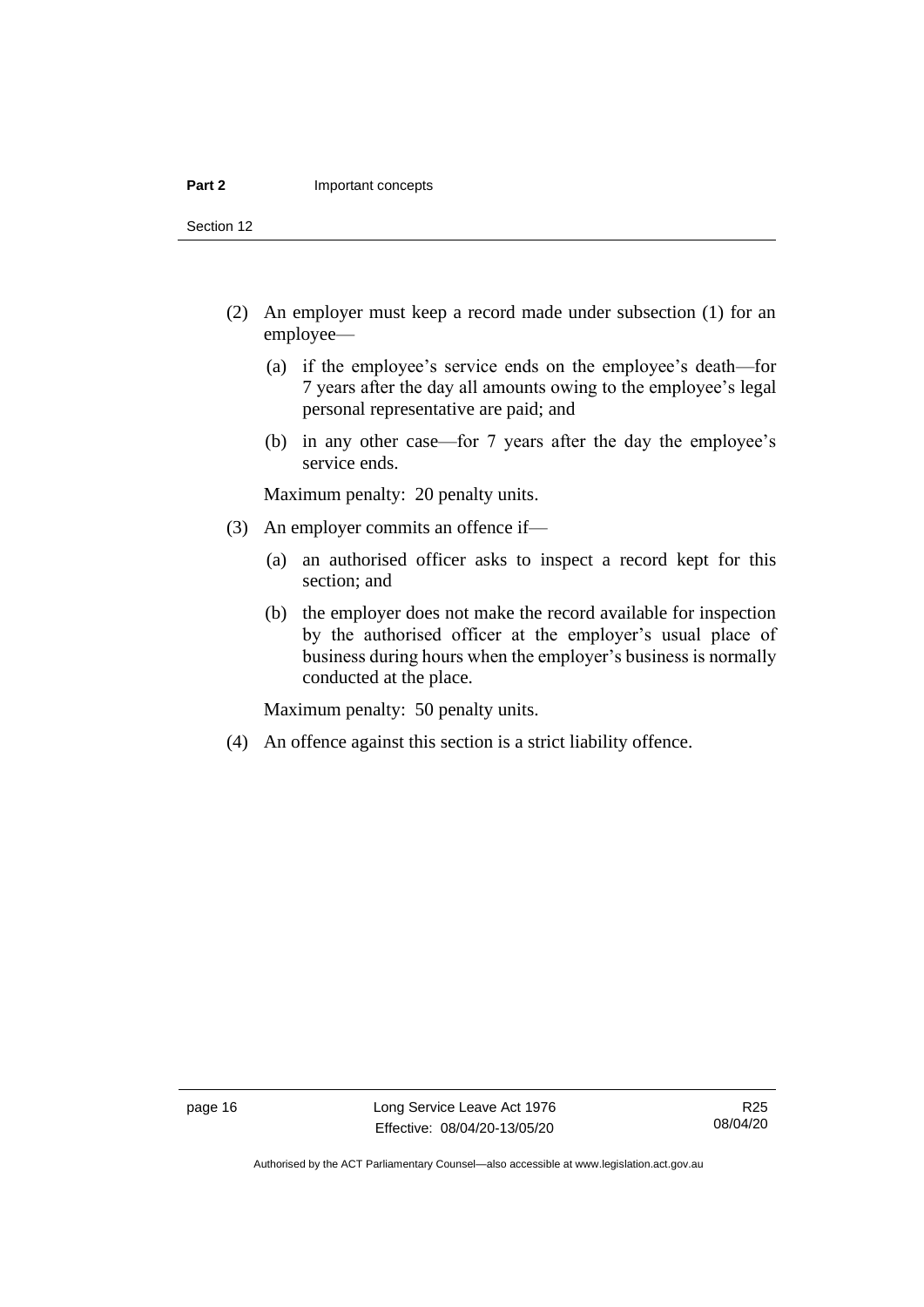(2) An employer must keep a record made under subsection (1) for an employee—

   (a) if the employee's service ends on the employee's death—for 7 years after the day all amounts owing to the employee's legal personal representative are paid; and

   (b) in any other case—for 7 years after the day the employee's service ends.

   Maximum penalty: 20 penalty units.

(3) An employer commits an offence if—

   (a) an authorised officer asks to inspect a record kept for this section; and

   (b) the employer does not make the record available for inspection by the authorised officer at the employer's usual place of business during hours when the employer's business is normally conducted at the place.

   Maximum penalty: 50 penalty units.

(4) An offence against this section is a strict liability offence.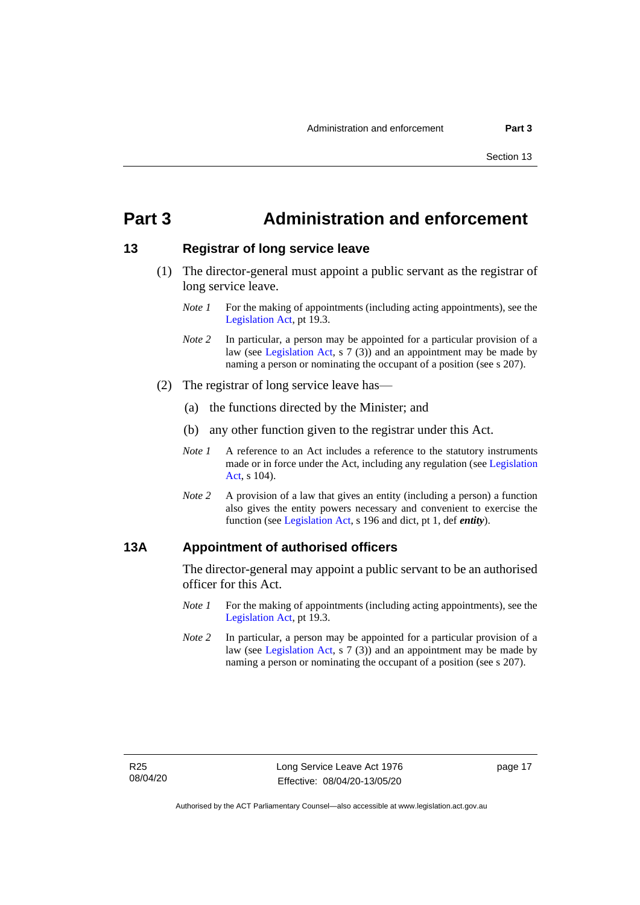# Part 3 Administration and enforcement

## 13 Registrar of long service leave

(1) The director-general must appoint a public servant as the registrar of long service leave.

*Note 1* For the making of appointments (including acting appointments), see the Legislation Act, pt 19.3.

*Note 2* In particular, a person may be appointed for a particular provision of a law (see Legislation Act, s 7 (3)) and an appointment may be made by naming a person or nominating the occupant of a position (see s 207).

(2) The registrar of long service leave has—

(a) the functions directed by the Minister; and

(b) any other function given to the registrar under this Act.

*Note 1* A reference to an Act includes a reference to the statutory instruments made or in force under the Act, including any regulation (see Legislation Act, s 104).

*Note 2* A provision of a law that gives an entity (including a person) a function also gives the entity powers necessary and convenient to exercise the function (see Legislation Act, s 196 and dict, pt 1, def ***entity***).

## 13A Appointment of authorised officers

The director-general may appoint a public servant to be an authorised officer for this Act.

*Note 1* For the making of appointments (including acting appointments), see the Legislation Act, pt 19.3.

*Note 2* In particular, a person may be appointed for a particular provision of a law (see Legislation Act, s 7 (3)) and an appointment may be made by naming a person or nominating the occupant of a position (see s 207).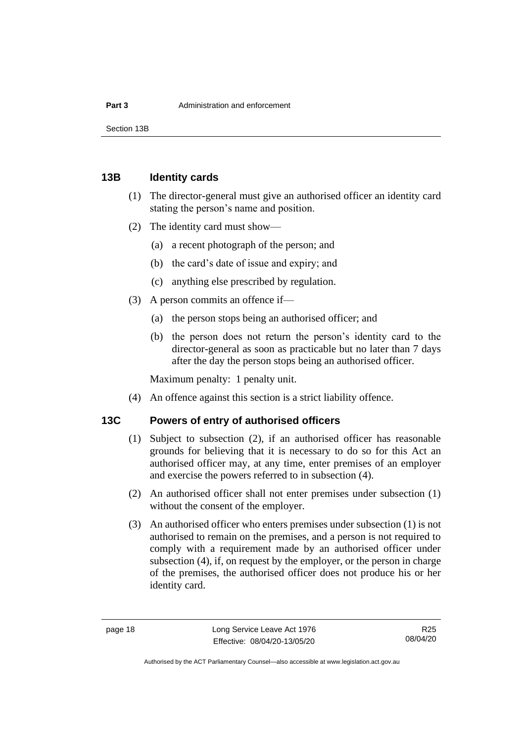## 13B Identity cards

(1) The director-general must give an authorised officer an identity card stating the person's name and position.

(2) The identity card must show—

(a) a recent photograph of the person; and

(b) the card's date of issue and expiry; and

(c) anything else prescribed by regulation.

(3) A person commits an offence if—

(a) the person stops being an authorised officer; and

(b) the person does not return the person's identity card to the director-general as soon as practicable but no later than 7 days after the day the person stops being an authorised officer.

Maximum penalty: 1 penalty unit.

(4) An offence against this section is a strict liability offence.

## 13C Powers of entry of authorised officers

(1) Subject to subsection (2), if an authorised officer has reasonable grounds for believing that it is necessary to do so for this Act an authorised officer may, at any time, enter premises of an employer and exercise the powers referred to in subsection (4).

(2) An authorised officer shall not enter premises under subsection (1) without the consent of the employer.

(3) An authorised officer who enters premises under subsection (1) is not authorised to remain on the premises, and a person is not required to comply with a requirement made by an authorised officer under subsection (4), if, on request by the employer, or the person in charge of the premises, the authorised officer does not produce his or her identity card.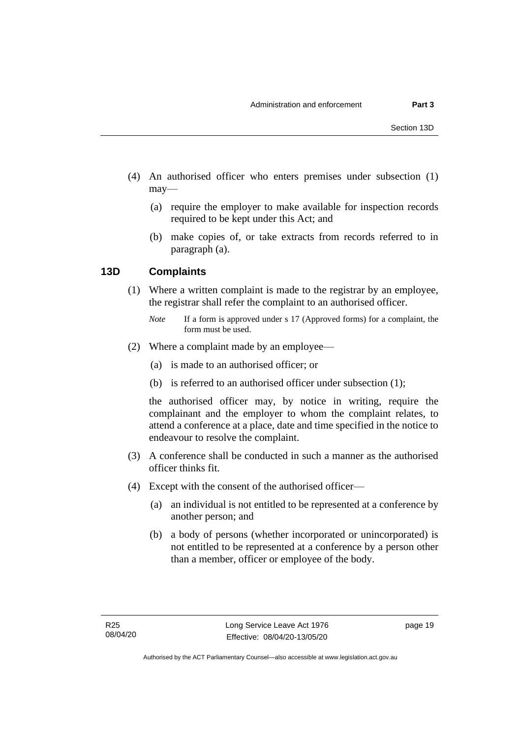(4) An authorised officer who enters premises under subsection (1) may—

(a) require the employer to make available for inspection records required to be kept under this Act; and

(b) make copies of, or take extracts from records referred to in paragraph (a).

### 13D Complaints

(1) Where a written complaint is made to the registrar by an employee, the registrar shall refer the complaint to an authorised officer.

*Note* If a form is approved under s 17 (Approved forms) for a complaint, the form must be used.

(2) Where a complaint made by an employee—

(a) is made to an authorised officer; or

(b) is referred to an authorised officer under subsection (1);

the authorised officer may, by notice in writing, require the complainant and the employer to whom the complaint relates, to attend a conference at a place, date and time specified in the notice to endeavour to resolve the complaint.

(3) A conference shall be conducted in such a manner as the authorised officer thinks fit.

(4) Except with the consent of the authorised officer—

(a) an individual is not entitled to be represented at a conference by another person; and

(b) a body of persons (whether incorporated or unincorporated) is not entitled to be represented at a conference by a person other than a member, officer or employee of the body.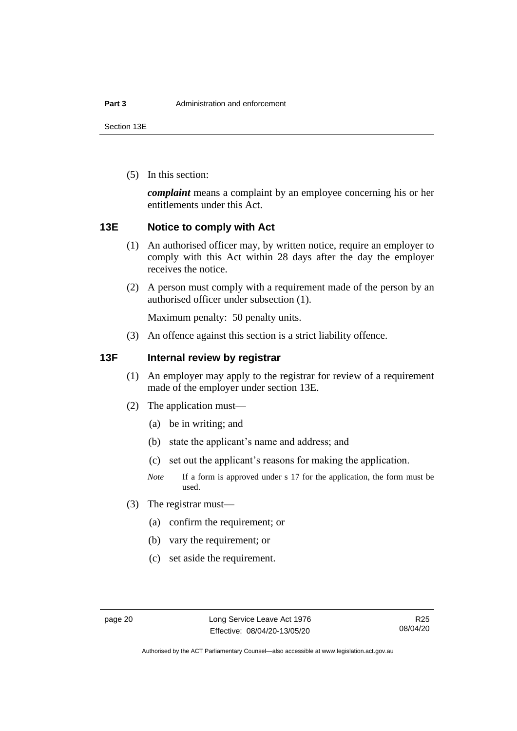(5) In this section:

***complaint*** means a complaint by an employee concerning his or her entitlements under this Act.

## 13E Notice to comply with Act

(1) An authorised officer may, by written notice, require an employer to comply with this Act within 28 days after the day the employer receives the notice.

(2) A person must comply with a requirement made of the person by an authorised officer under subsection (1).

Maximum penalty: 50 penalty units.

(3) An offence against this section is a strict liability offence.

## 13F Internal review by registrar

(1) An employer may apply to the registrar for review of a requirement made of the employer under section 13E.

(2) The application must—

(a) be in writing; and

(b) state the applicant's name and address; and

(c) set out the applicant's reasons for making the application.

*Note* If a form is approved under s 17 for the application, the form must be used.

(3) The registrar must—

(a) confirm the requirement; or

(b) vary the requirement; or

(c) set aside the requirement.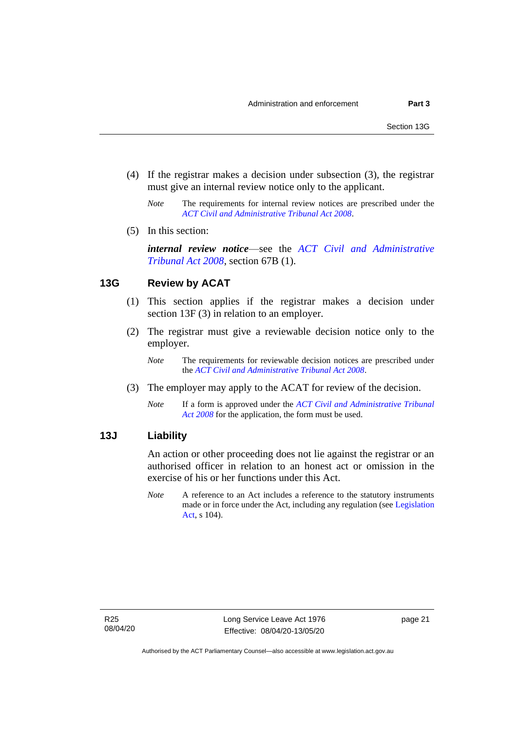(4) If the registrar makes a decision under subsection (3), the registrar must give an internal review notice only to the applicant.

*Note* The requirements for internal review notices are prescribed under the *ACT Civil and Administrative Tribunal Act 2008*.

(5) In this section:

***internal review notice***—see the *ACT Civil and Administrative Tribunal Act 2008*, section 67B (1).

## 13G Review by ACAT

(1) This section applies if the registrar makes a decision under section 13F (3) in relation to an employer.

(2) The registrar must give a reviewable decision notice only to the employer.

*Note* The requirements for reviewable decision notices are prescribed under the *ACT Civil and Administrative Tribunal Act 2008*.

(3) The employer may apply to the ACAT for review of the decision.

*Note* If a form is approved under the *ACT Civil and Administrative Tribunal Act 2008* for the application, the form must be used.

## 13J Liability

An action or other proceeding does not lie against the registrar or an authorised officer in relation to an honest act or omission in the exercise of his or her functions under this Act.

*Note* A reference to an Act includes a reference to the statutory instruments made or in force under the Act, including any regulation (see Legislation Act, s 104).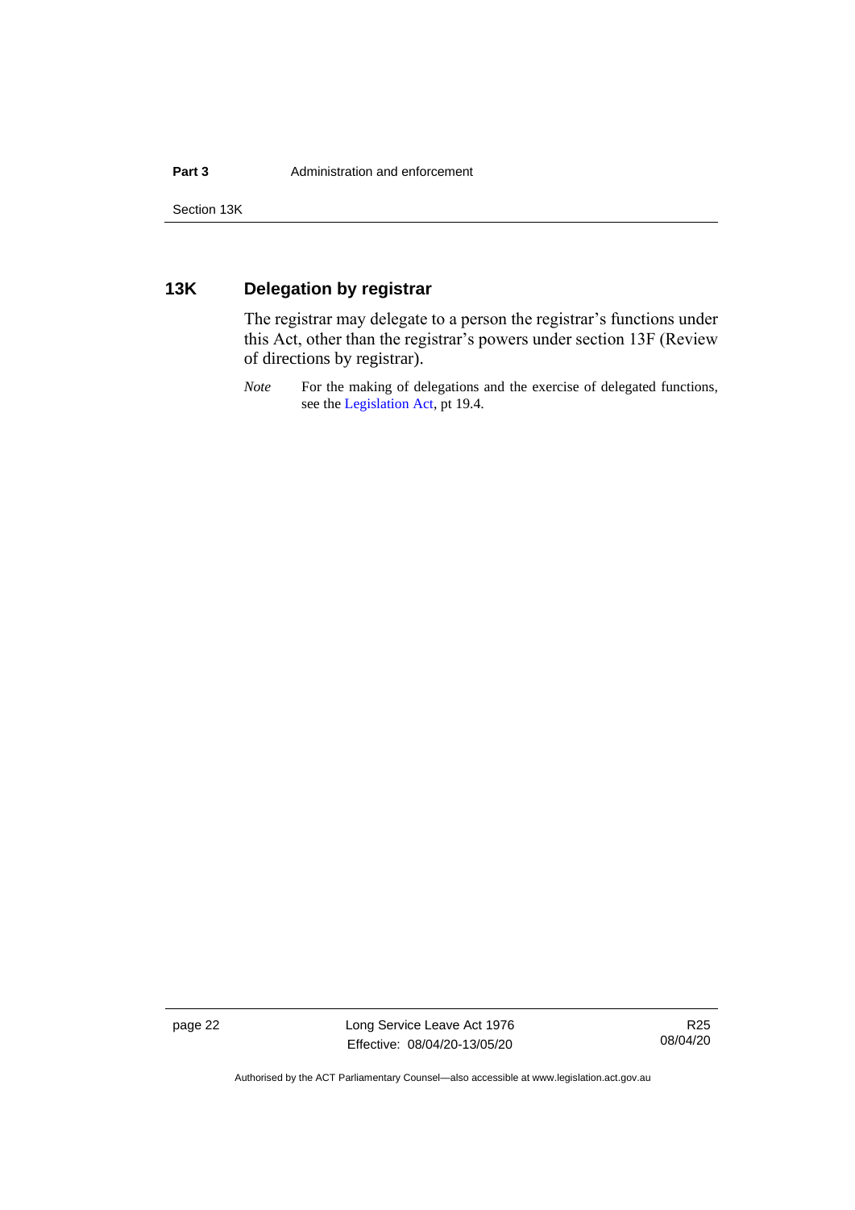## 13K Delegation by registrar

The registrar may delegate to a person the registrar's functions under this Act, other than the registrar's powers under section 13F (Review of directions by registrar).

*Note* For the making of delegations and the exercise of delegated functions, see the Legislation Act, pt 19.4.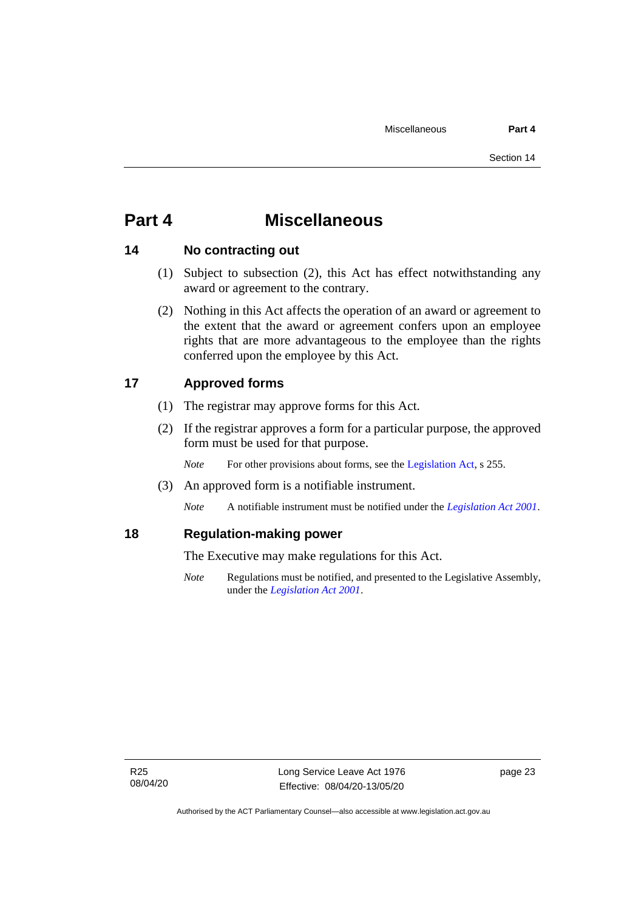# Part 4 Miscellaneous

## 14 No contracting out

(1) Subject to subsection (2), this Act has effect notwithstanding any award or agreement to the contrary.

(2) Nothing in this Act affects the operation of an award or agreement to the extent that the award or agreement confers upon an employee rights that are more advantageous to the employee than the rights conferred upon the employee by this Act.

## 17 Approved forms

(1) The registrar may approve forms for this Act.

(2) If the registrar approves a form for a particular purpose, the approved form must be used for that purpose.

*Note* For other provisions about forms, see the Legislation Act, s 255.

(3) An approved form is a notifiable instrument.

*Note* A notifiable instrument must be notified under the *Legislation Act 2001*.

## 18 Regulation-making power

The Executive may make regulations for this Act.

*Note* Regulations must be notified, and presented to the Legislative Assembly, under the *Legislation Act 2001*.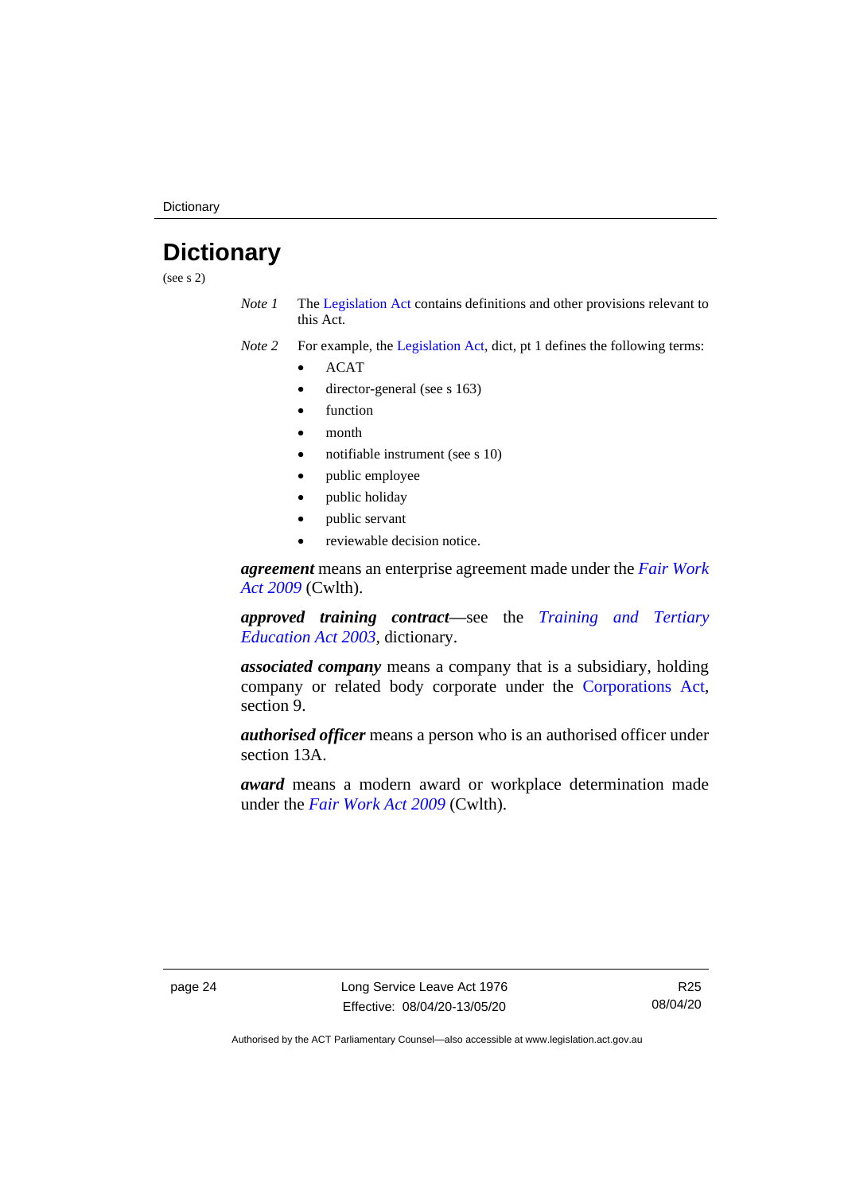# Dictionary

(see s 2)

*Note 1* The Legislation Act contains definitions and other provisions relevant to this Act.

*Note 2* For example, the Legislation Act, dict, pt 1 defines the following terms:

- ACAT
- director-general (see s 163)
- function
- month
- notifiable instrument (see s 10)
- public employee
- public holiday
- public servant
- reviewable decision notice.

***agreement*** means an enterprise agreement made under the *Fair Work Act 2009* (Cwlth).

***approved training contract***—see the *Training and Tertiary Education Act 2003*, dictionary.

***associated company*** means a company that is a subsidiary, holding company or related body corporate under the Corporations Act, section 9.

***authorised officer*** means a person who is an authorised officer under section 13A.

***award*** means a modern award or workplace determination made under the *Fair Work Act 2009* (Cwlth).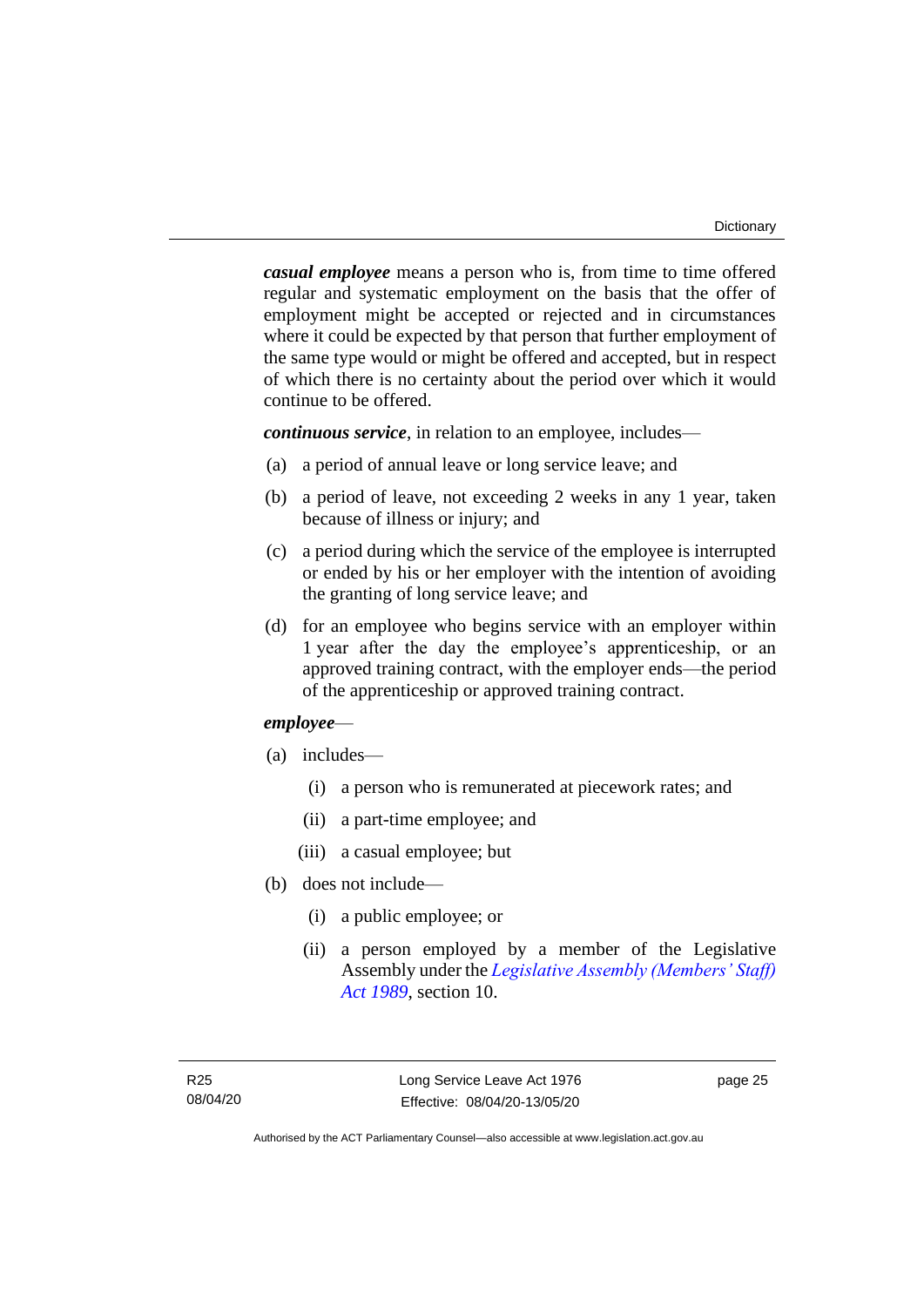***casual employee*** means a person who is, from time to time offered regular and systematic employment on the basis that the offer of employment might be accepted or rejected and in circumstances where it could be expected by that person that further employment of the same type would or might be offered and accepted, but in respect of which there is no certainty about the period over which it would continue to be offered.

***continuous service***, in relation to an employee, includes—

(a) a period of annual leave or long service leave; and

(b) a period of leave, not exceeding 2 weeks in any 1 year, taken because of illness or injury; and

(c) a period during which the service of the employee is interrupted or ended by his or her employer with the intention of avoiding the granting of long service leave; and

(d) for an employee who begins service with an employer within 1 year after the day the employee's apprenticeship, or an approved training contract, with the employer ends—the period of the apprenticeship or approved training contract.

***employee***—

(a) includes—

  (i) a person who is remunerated at piecework rates; and

  (ii) a part-time employee; and

  (iii) a casual employee; but

(b) does not include—

  (i) a public employee; or

  (ii) a person employed by a member of the Legislative Assembly under the *Legislative Assembly (Members' Staff) Act 1989*, section 10.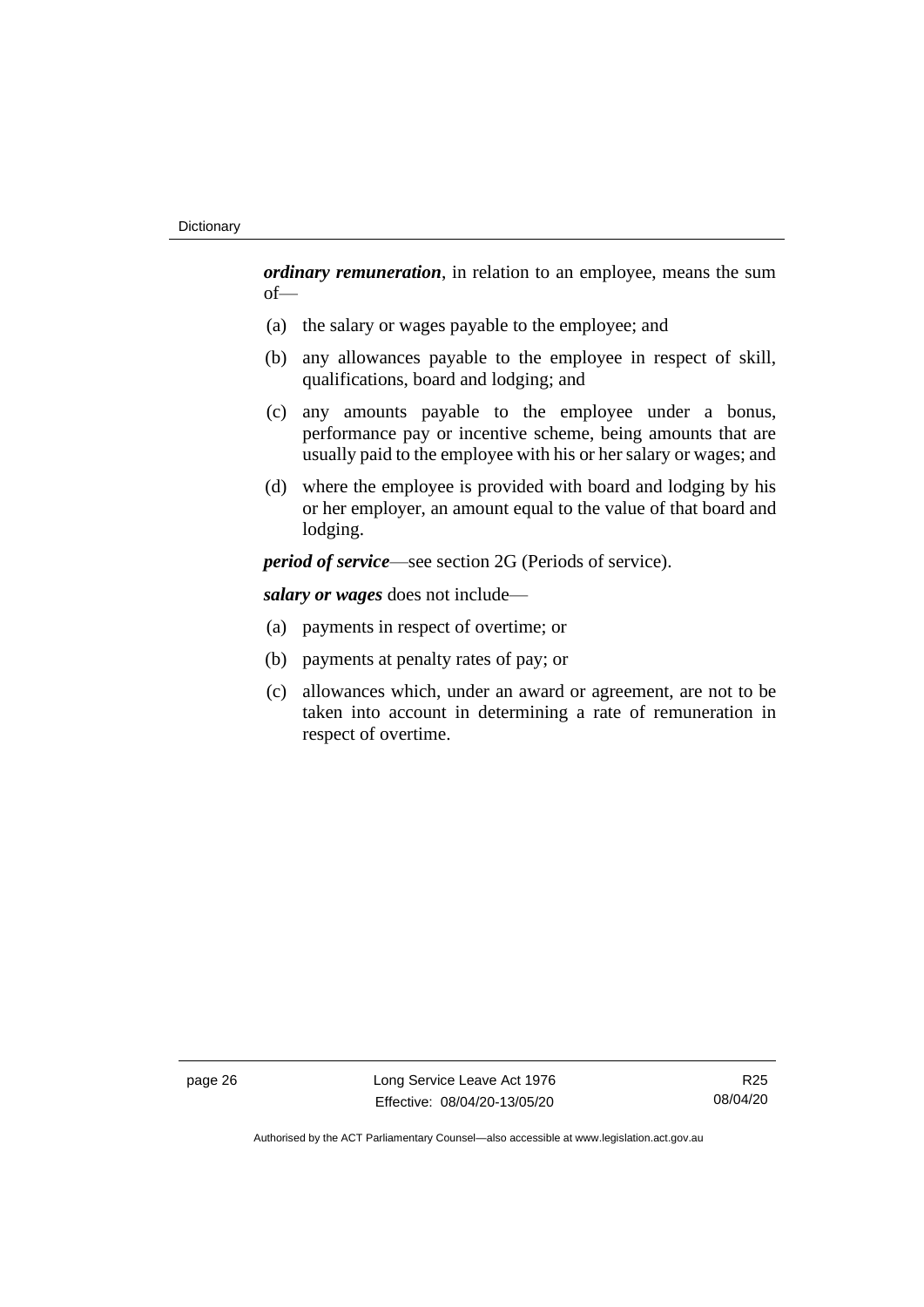***ordinary remuneration***, in relation to an employee, means the sum of—

(a) the salary or wages payable to the employee; and

(b) any allowances payable to the employee in respect of skill, qualifications, board and lodging; and

(c) any amounts payable to the employee under a bonus, performance pay or incentive scheme, being amounts that are usually paid to the employee with his or her salary or wages; and

(d) where the employee is provided with board and lodging by his or her employer, an amount equal to the value of that board and lodging.

***period of service***—see section 2G (Periods of service).

***salary or wages*** does not include—

(a) payments in respect of overtime; or

(b) payments at penalty rates of pay; or

(c) allowances which, under an award or agreement, are not to be taken into account in determining a rate of remuneration in respect of overtime.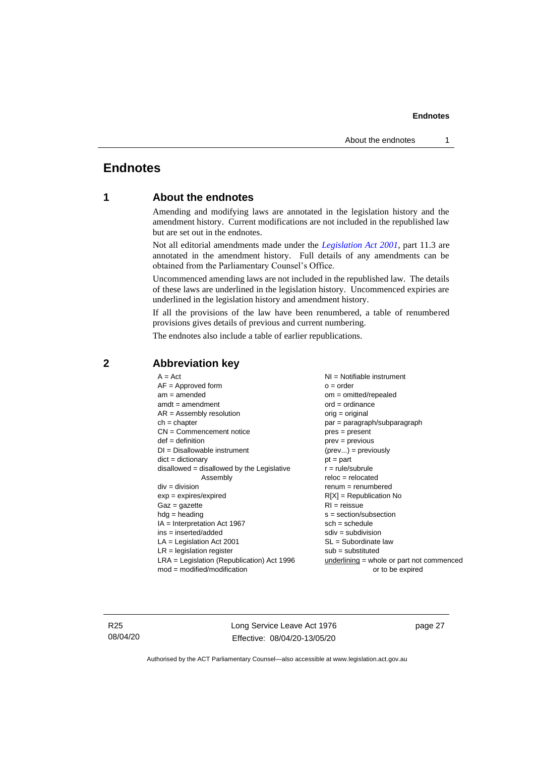# Endnotes

## 1 About the endnotes

Amending and modifying laws are annotated in the legislation history and the amendment history. Current modifications are not included in the republished law but are set out in the endnotes.

Not all editorial amendments made under the *Legislation Act 2001*, part 11.3 are annotated in the amendment history. Full details of any amendments can be obtained from the Parliamentary Counsel's Office.

Uncommenced amending laws are not included in the republished law. The details of these laws are underlined in the legislation history. Uncommenced expiries are underlined in the legislation history and amendment history.

If all the provisions of the law have been renumbered, a table of renumbered provisions gives details of previous and current numbering.

The endnotes also include a table of earlier republications.

## 2 Abbreviation key

A = Act
AF = Approved form
am = amended
amdt = amendment
AR = Assembly resolution
ch = chapter
CN = Commencement notice
def = definition
DI = Disallowable instrument
dict = dictionary
disallowed = disallowed by the Legislative Assembly
div = division
exp = expires/expired
Gaz = gazette
hdg = heading
IA = Interpretation Act 1967
ins = inserted/added
LA = Legislation Act 2001
LR = legislation register
LRA = Legislation (Republication) Act 1996
mod = modified/modification
NI = Notifiable instrument
o = order
om = omitted/repealed
ord = ordinance
orig = original
par = paragraph/subparagraph
pres = present
prev = previous
(prev...) = previously
pt = part
r = rule/subrule
reloc = relocated
renum = renumbered
R[X] = Republication No
RI = reissue
s = section/subsection
sch = schedule
sdiv = subdivision
SL = Subordinate law
sub = substituted
underlining = whole or part not commenced or to be expired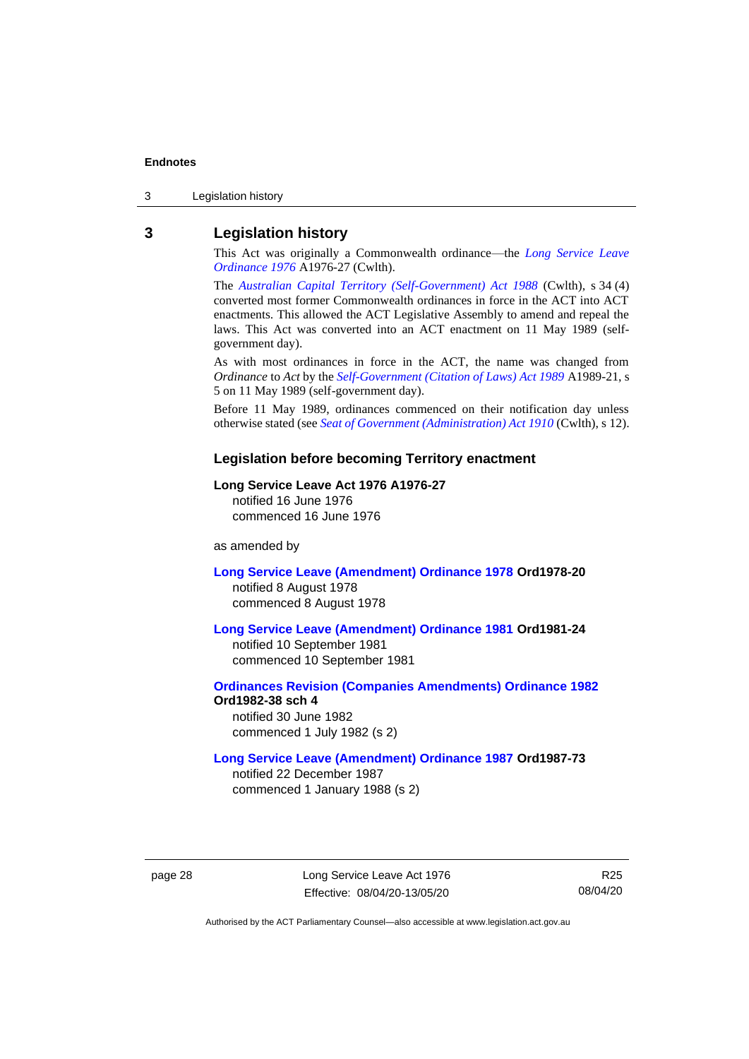## 3 Legislation history

This Act was originally a Commonwealth ordinance—the *Long Service Leave Ordinance 1976* A1976-27 (Cwlth).

The *Australian Capital Territory (Self-Government) Act 1988* (Cwlth), s 34 (4) converted most former Commonwealth ordinances in force in the ACT into ACT enactments. This allowed the ACT Legislative Assembly to amend and repeal the laws. This Act was converted into an ACT enactment on 11 May 1989 (self-government day).

As with most ordinances in force in the ACT, the name was changed from *Ordinance* to *Act* by the *Self-Government (Citation of Laws) Act 1989* A1989-21, s 5 on 11 May 1989 (self-government day).

Before 11 May 1989, ordinances commenced on their notification day unless otherwise stated (see *Seat of Government (Administration) Act 1910* (Cwlth), s 12).

### Legislation before becoming Territory enactment

**Long Service Leave Act 1976 A1976-27**
notified 16 June 1976
commenced 16 June 1976

as amended by

**Long Service Leave (Amendment) Ordinance 1978 Ord1978-20**
notified 8 August 1978
commenced 8 August 1978

**Long Service Leave (Amendment) Ordinance 1981 Ord1981-24**
notified 10 September 1981
commenced 10 September 1981

**Ordinances Revision (Companies Amendments) Ordinance 1982 Ord1982-38 sch 4**
notified 30 June 1982
commenced 1 July 1982 (s 2)

**Long Service Leave (Amendment) Ordinance 1987 Ord1987-73**
notified 22 December 1987
commenced 1 January 1988 (s 2)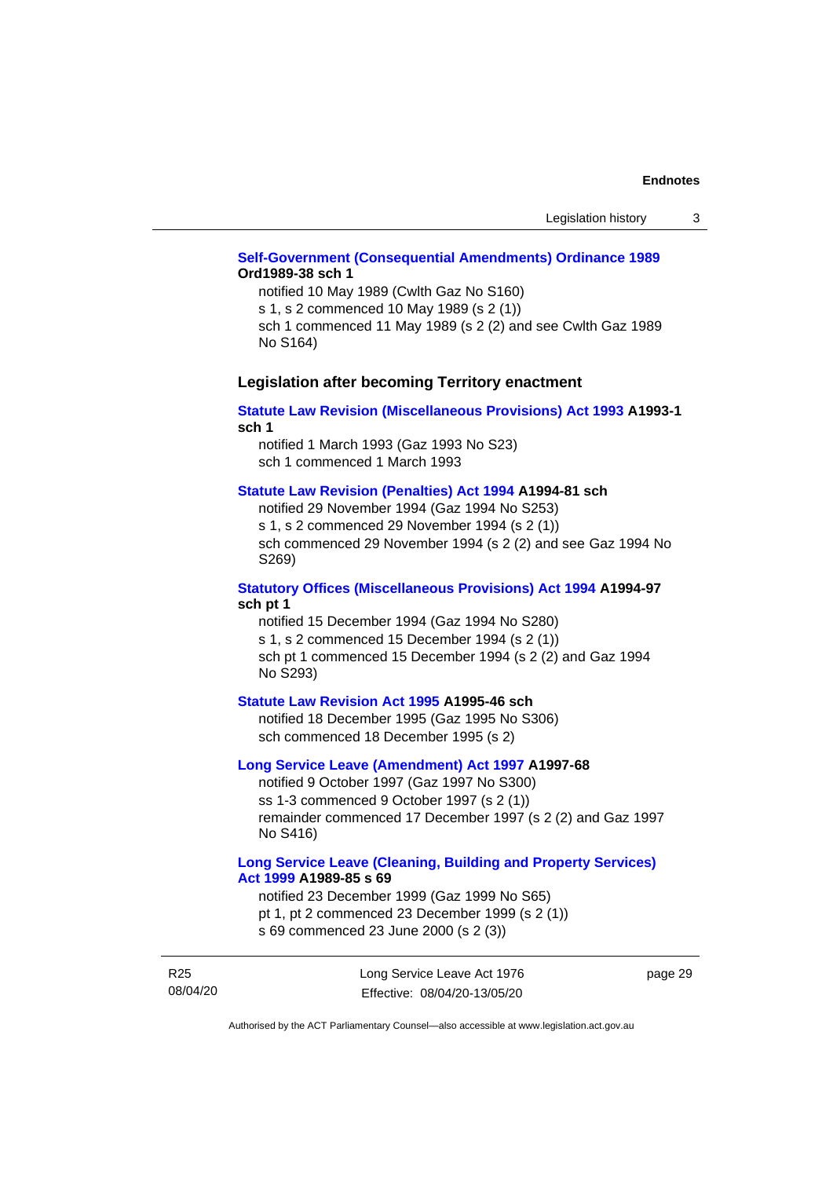**Self-Government (Consequential Amendments) Ordinance 1989 Ord1989-38 sch 1**

notified 10 May 1989 (Cwlth Gaz No S160)
s 1, s 2 commenced 10 May 1989 (s 2 (1))
sch 1 commenced 11 May 1989 (s 2 (2) and see Cwlth Gaz 1989 No S164)

### Legislation after becoming Territory enactment

**Statute Law Revision (Miscellaneous Provisions) Act 1993 A1993-1 sch 1**

notified 1 March 1993 (Gaz 1993 No S23)
sch 1 commenced 1 March 1993

**Statute Law Revision (Penalties) Act 1994 A1994-81 sch**

notified 29 November 1994 (Gaz 1994 No S253)
s 1, s 2 commenced 29 November 1994 (s 2 (1))
sch commenced 29 November 1994 (s 2 (2) and see Gaz 1994 No S269)

**Statutory Offices (Miscellaneous Provisions) Act 1994 A1994-97 sch pt 1**

notified 15 December 1994 (Gaz 1994 No S280)
s 1, s 2 commenced 15 December 1994 (s 2 (1))
sch pt 1 commenced 15 December 1994 (s 2 (2) and Gaz 1994 No S293)

**Statute Law Revision Act 1995 A1995-46 sch**

notified 18 December 1995 (Gaz 1995 No S306)
sch commenced 18 December 1995 (s 2)

**Long Service Leave (Amendment) Act 1997 A1997-68**

notified 9 October 1997 (Gaz 1997 No S300)
ss 1-3 commenced 9 October 1997 (s 2 (1))
remainder commenced 17 December 1997 (s 2 (2) and Gaz 1997 No S416)

**Long Service Leave (Cleaning, Building and Property Services) Act 1999 A1989-85 s 69**

notified 23 December 1999 (Gaz 1999 No S65)
pt 1, pt 2 commenced 23 December 1999 (s 2 (1))
s 69 commenced 23 June 2000 (s 2 (3))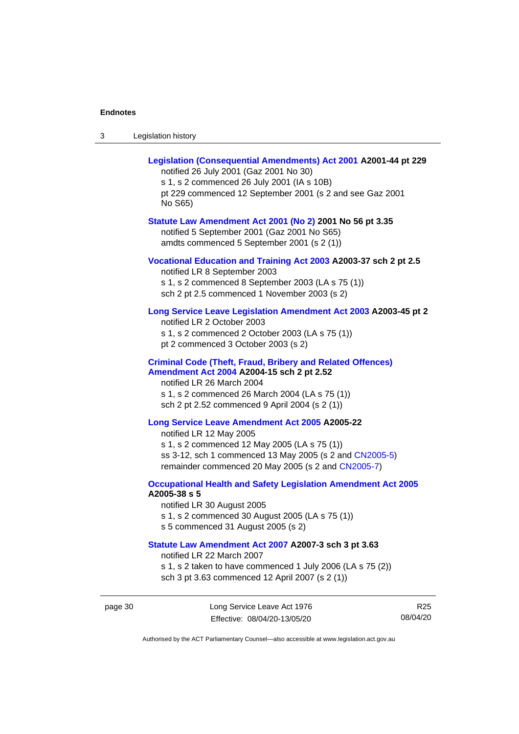**Legislation (Consequential Amendments) Act 2001 A2001-44 pt 229**

notified 26 July 2001 (Gaz 2001 No 30)
s 1, s 2 commenced 26 July 2001 (IA s 10B)
pt 229 commenced 12 September 2001 (s 2 and see Gaz 2001 No S65)

**Statute Law Amendment Act 2001 (No 2) 2001 No 56 pt 3.35**

notified 5 September 2001 (Gaz 2001 No S65)
amdts commenced 5 September 2001 (s 2 (1))

**Vocational Education and Training Act 2003 A2003-37 sch 2 pt 2.5**

notified LR 8 September 2003
s 1, s 2 commenced 8 September 2003 (LA s 75 (1))
sch 2 pt 2.5 commenced 1 November 2003 (s 2)

**Long Service Leave Legislation Amendment Act 2003 A2003-45 pt 2**

notified LR 2 October 2003
s 1, s 2 commenced 2 October 2003 (LA s 75 (1))
pt 2 commenced 3 October 2003 (s 2)

**Criminal Code (Theft, Fraud, Bribery and Related Offences) Amendment Act 2004 A2004-15 sch 2 pt 2.52**

notified LR 26 March 2004
s 1, s 2 commenced 26 March 2004 (LA s 75 (1))
sch 2 pt 2.52 commenced 9 April 2004 (s 2 (1))

**Long Service Leave Amendment Act 2005 A2005-22**

notified LR 12 May 2005
s 1, s 2 commenced 12 May 2005 (LA s 75 (1))
ss 3-12, sch 1 commenced 13 May 2005 (s 2 and CN2005-5)
remainder commenced 20 May 2005 (s 2 and CN2005-7)

**Occupational Health and Safety Legislation Amendment Act 2005 A2005-38 s 5**

notified LR 30 August 2005
s 1, s 2 commenced 30 August 2005 (LA s 75 (1))
s 5 commenced 31 August 2005 (s 2)

**Statute Law Amendment Act 2007 A2007-3 sch 3 pt 3.63**

notified LR 22 March 2007
s 1, s 2 taken to have commenced 1 July 2006 (LA s 75 (2))
sch 3 pt 3.63 commenced 12 April 2007 (s 2 (1))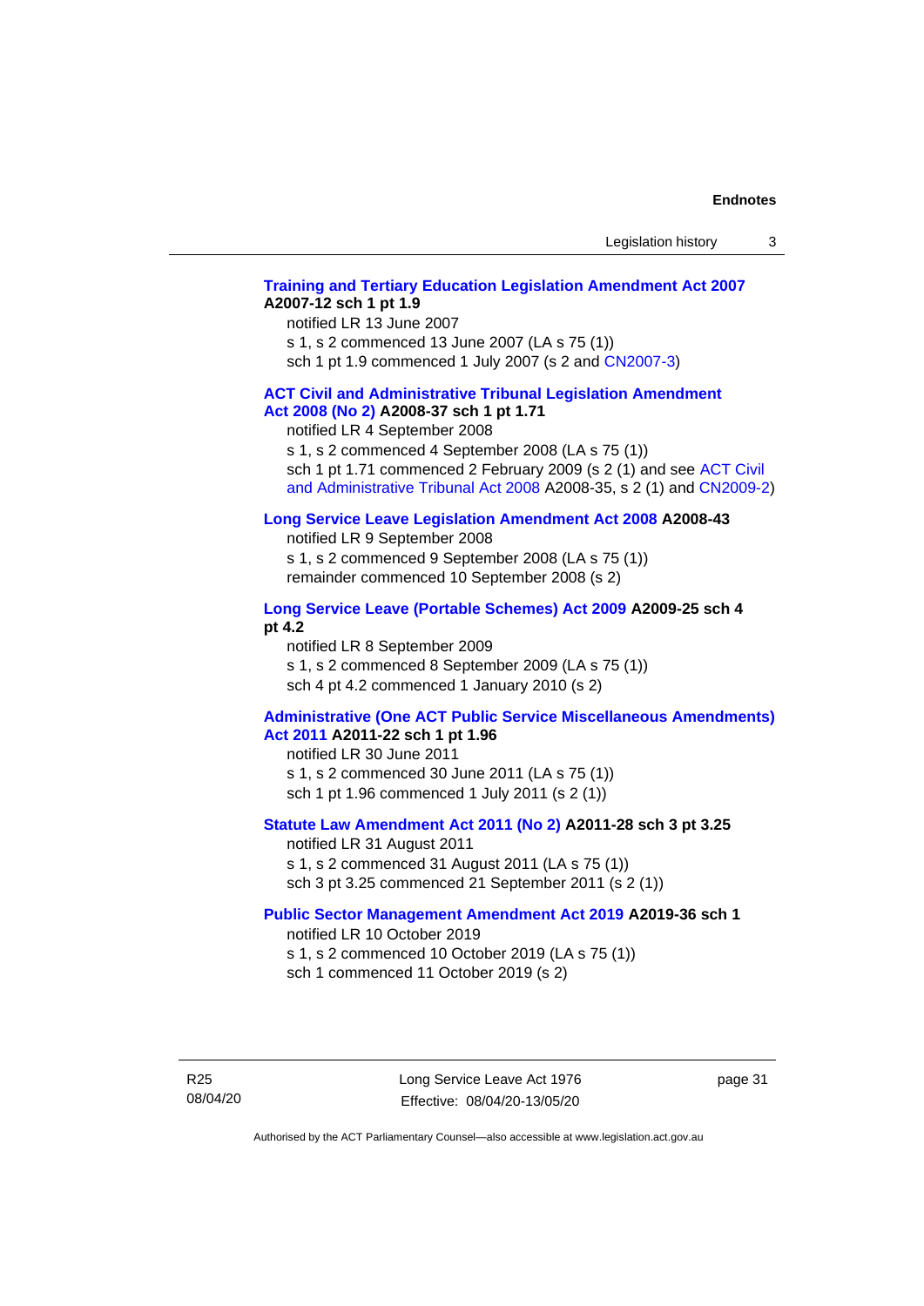**Training and Tertiary Education Legislation Amendment Act 2007 A2007-12 sch 1 pt 1.9**

notified LR 13 June 2007

s 1, s 2 commenced 13 June 2007 (LA s 75 (1))

sch 1 pt 1.9 commenced 1 July 2007 (s 2 and CN2007-3)

**ACT Civil and Administrative Tribunal Legislation Amendment Act 2008 (No 2) A2008-37 sch 1 pt 1.71**

notified LR 4 September 2008

s 1, s 2 commenced 4 September 2008 (LA s 75 (1))

sch 1 pt 1.71 commenced 2 February 2009 (s 2 (1) and see ACT Civil and Administrative Tribunal Act 2008 A2008-35, s 2 (1) and CN2009-2)

**Long Service Leave Legislation Amendment Act 2008 A2008-43**

notified LR 9 September 2008

s 1, s 2 commenced 9 September 2008 (LA s 75 (1))

remainder commenced 10 September 2008 (s 2)

**Long Service Leave (Portable Schemes) Act 2009 A2009-25 sch 4 pt 4.2**

notified LR 8 September 2009

s 1, s 2 commenced 8 September 2009 (LA s 75 (1))

sch 4 pt 4.2 commenced 1 January 2010 (s 2)

**Administrative (One ACT Public Service Miscellaneous Amendments) Act 2011 A2011-22 sch 1 pt 1.96**

notified LR 30 June 2011

s 1, s 2 commenced 30 June 2011 (LA s 75 (1))

sch 1 pt 1.96 commenced 1 July 2011 (s 2 (1))

**Statute Law Amendment Act 2011 (No 2) A2011-28 sch 3 pt 3.25**

notified LR 31 August 2011

s 1, s 2 commenced 31 August 2011 (LA s 75 (1))

sch 3 pt 3.25 commenced 21 September 2011 (s 2 (1))

**Public Sector Management Amendment Act 2019 A2019-36 sch 1**

notified LR 10 October 2019

s 1, s 2 commenced 10 October 2019 (LA s 75 (1))

sch 1 commenced 11 October 2019 (s 2)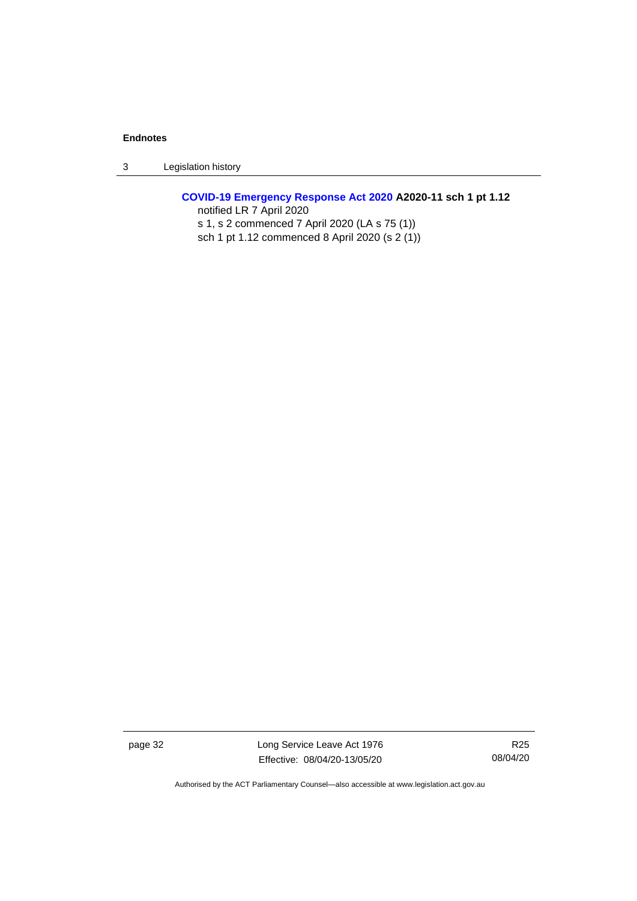**COVID-19 Emergency Response Act 2020 A2020-11 sch 1 pt 1.12**

notified LR 7 April 2020

s 1, s 2 commenced 7 April 2020 (LA s 75 (1))

sch 1 pt 1.12 commenced 8 April 2020 (s 2 (1))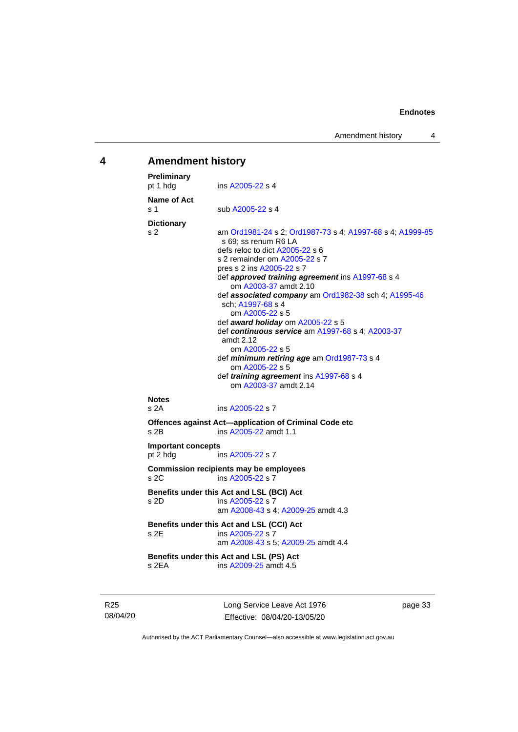## 4 Amendment history

**Preliminary**
pt 1 hdg ins A2005-22 s 4

**Name of Act**
s 1 sub A2005-22 s 4

**Dictionary**
s 2 am Ord1981-24 s 2; Ord1987-73 s 4; A1997-68 s 4; A1999-85 s 69; ss renum R6 LA
defs reloc to dict A2005-22 s 6
s 2 remainder om A2005-22 s 7
pres s 2 ins A2005-22 s 7
def ***approved training agreement*** ins A1997-68 s 4
om A2003-37 amdt 2.10
def ***associated company*** am Ord1982-38 sch 4; A1995-46 sch; A1997-68 s 4
om A2005-22 s 5
def ***award holiday*** om A2005-22 s 5
def ***continuous service*** am A1997-68 s 4; A2003-37 amdt 2.12
om A2005-22 s 5
def ***minimum retiring age*** am Ord1987-73 s 4
om A2005-22 s 5
def ***training agreement*** ins A1997-68 s 4
om A2003-37 amdt 2.14

**Notes**
s 2A ins A2005-22 s 7

**Offences against Act—application of Criminal Code etc**
s 2B ins A2005-22 amdt 1.1

**Important concepts**
pt 2 hdg ins A2005-22 s 7

**Commission recipients may be employees**
s 2C ins A2005-22 s 7

**Benefits under this Act and LSL (BCI) Act**
s 2D ins A2005-22 s 7
am A2008-43 s 4; A2009-25 amdt 4.3

**Benefits under this Act and LSL (CCI) Act**
s 2E ins A2005-22 s 7
am A2008-43 s 5; A2009-25 amdt 4.4

**Benefits under this Act and LSL (PS) Act**
s 2EA ins A2009-25 amdt 4.5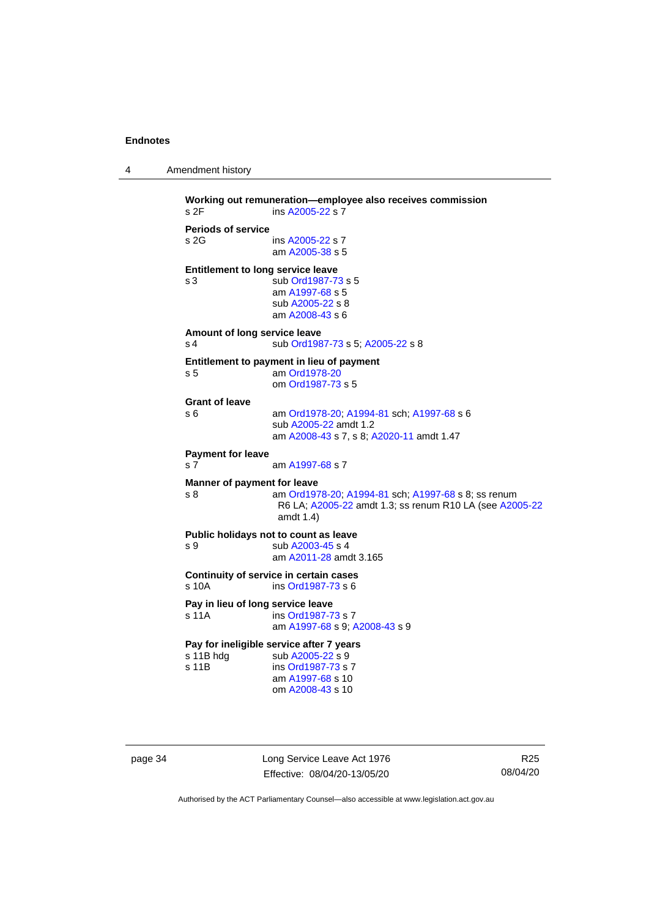**Working out remuneration—employee also receives commission**

s 2F ins A2005-22 s 7

**Periods of service**

s 2G ins A2005-22 s 7
am A2005-38 s 5

**Entitlement to long service leave**

s 3 sub Ord1987-73 s 5
am A1997-68 s 5
sub A2005-22 s 8
am A2008-43 s 6

**Amount of long service leave**

s 4 sub Ord1987-73 s 5; A2005-22 s 8

**Entitlement to payment in lieu of payment**

s 5 am Ord1978-20
om Ord1987-73 s 5

**Grant of leave**

s 6 am Ord1978-20; A1994-81 sch; A1997-68 s 6
sub A2005-22 amdt 1.2
am A2008-43 s 7, s 8; A2020-11 amdt 1.47

**Payment for leave**

s 7 am A1997-68 s 7

**Manner of payment for leave**

s 8 am Ord1978-20; A1994-81 sch; A1997-68 s 8; ss renum R6 LA; A2005-22 amdt 1.3; ss renum R10 LA (see A2005-22 amdt 1.4)

**Public holidays not to count as leave**

s 9 sub A2003-45 s 4
am A2011-28 amdt 3.165

**Continuity of service in certain cases**

s 10A ins Ord1987-73 s 6

**Pay in lieu of long service leave**

s 11A ins Ord1987-73 s 7
am A1997-68 s 9; A2008-43 s 9

**Pay for ineligible service after 7 years**

s 11B hdg sub A2005-22 s 9
s 11B ins Ord1987-73 s 7
am A1997-68 s 10
om A2008-43 s 10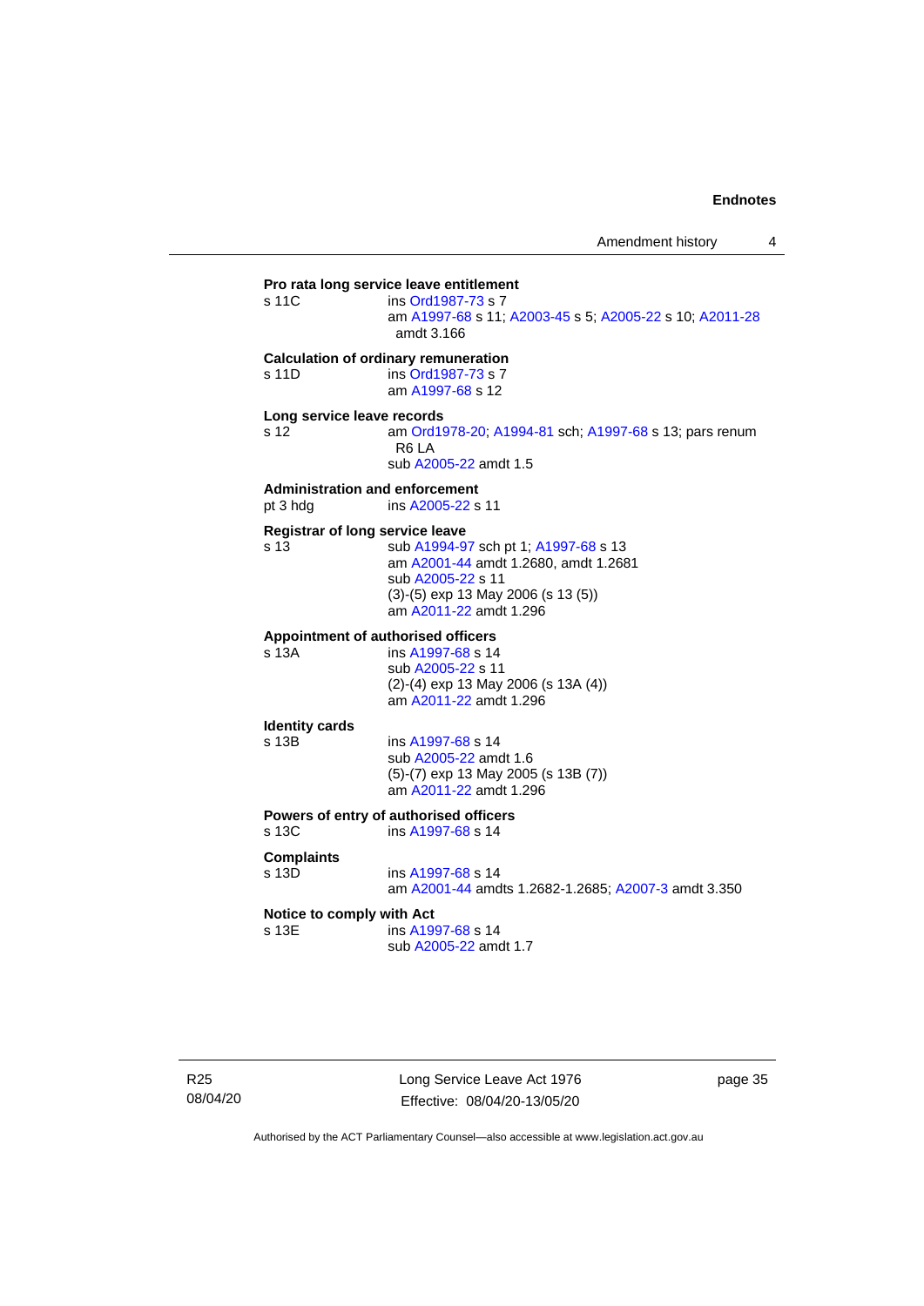**Pro rata long service leave entitlement**

s 11C ins Ord1987-73 s 7
am A1997-68 s 11; A2003-45 s 5; A2005-22 s 10; A2011-28 amdt 3.166

**Calculation of ordinary remuneration**

s 11D ins Ord1987-73 s 7
am A1997-68 s 12

**Long service leave records**

s 12 am Ord1978-20; A1994-81 sch; A1997-68 s 13; pars renum R6 LA
sub A2005-22 amdt 1.5

**Administration and enforcement**

pt 3 hdg ins A2005-22 s 11

**Registrar of long service leave**

s 13 sub A1994-97 sch pt 1; A1997-68 s 13
am A2001-44 amdt 1.2680, amdt 1.2681
sub A2005-22 s 11
(3)-(5) exp 13 May 2006 (s 13 (5))
am A2011-22 amdt 1.296

**Appointment of authorised officers**

s 13A ins A1997-68 s 14
sub A2005-22 s 11
(2)-(4) exp 13 May 2006 (s 13A (4))
am A2011-22 amdt 1.296

**Identity cards**

s 13B ins A1997-68 s 14
sub A2005-22 amdt 1.6
(5)-(7) exp 13 May 2005 (s 13B (7))
am A2011-22 amdt 1.296

**Powers of entry of authorised officers**

s 13C ins A1997-68 s 14

**Complaints**

s 13D ins A1997-68 s 14
am A2001-44 amdts 1.2682-1.2685; A2007-3 amdt 3.350

**Notice to comply with Act**

s 13E ins A1997-68 s 14
sub A2005-22 amdt 1.7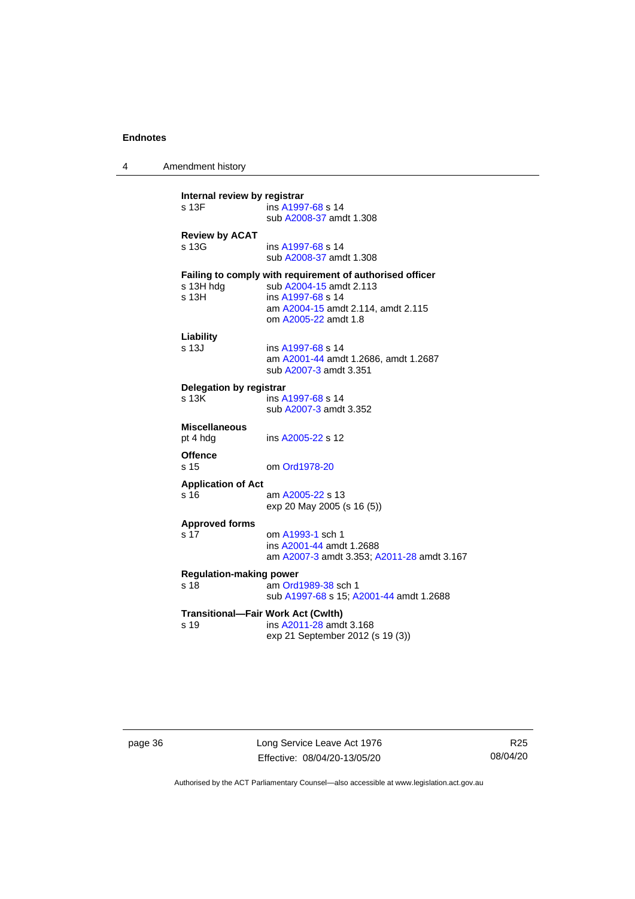**Internal review by registrar**

s 13F ins A1997-68 s 14
sub A2008-37 amdt 1.308

**Review by ACAT**

s 13G ins A1997-68 s 14
sub A2008-37 amdt 1.308

**Failing to comply with requirement of authorised officer**

s 13H hdg sub A2004-15 amdt 2.113

s 13H ins A1997-68 s 14
am A2004-15 amdt 2.114, amdt 2.115
om A2005-22 amdt 1.8

**Liability**

s 13J ins A1997-68 s 14
am A2001-44 amdt 1.2686, amdt 1.2687
sub A2007-3 amdt 3.351

**Delegation by registrar**

s 13K ins A1997-68 s 14
sub A2007-3 amdt 3.352

**Miscellaneous**

pt 4 hdg ins A2005-22 s 12

**Offence**

s 15 om Ord1978-20

**Application of Act**

s 16 am A2005-22 s 13
exp 20 May 2005 (s 16 (5))

**Approved forms**

s 17 om A1993-1 sch 1
ins A2001-44 amdt 1.2688
am A2007-3 amdt 3.353; A2011-28 amdt 3.167

**Regulation-making power**

s 18 am Ord1989-38 sch 1
sub A1997-68 s 15; A2001-44 amdt 1.2688

**Transitional—Fair Work Act (Cwlth)**

s 19 ins A2011-28 amdt 3.168
exp 21 September 2012 (s 19 (3))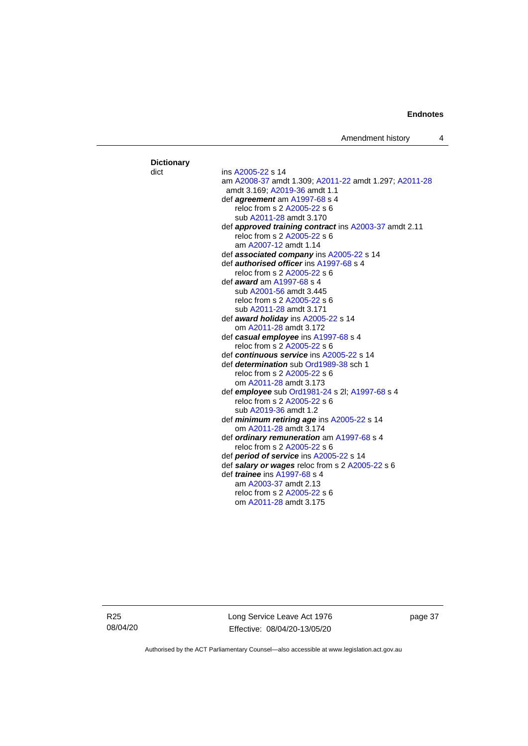**Dictionary**

dict — ins A2005-22 s 14
am A2008-37 amdt 1.309; A2011-22 amdt 1.297; A2011-28 amdt 3.169; A2019-36 amdt 1.1

def ***agreement*** am A1997-68 s 4
reloc from s 2 A2005-22 s 6
sub A2011-28 amdt 3.170

def ***approved training contract*** ins A2003-37 amdt 2.11
reloc from s 2 A2005-22 s 6
am A2007-12 amdt 1.14

def ***associated company*** ins A2005-22 s 14

def ***authorised officer*** ins A1997-68 s 4
reloc from s 2 A2005-22 s 6

def ***award*** am A1997-68 s 4
sub A2001-56 amdt 3.445
reloc from s 2 A2005-22 s 6
sub A2011-28 amdt 3.171

def ***award holiday*** ins A2005-22 s 14
om A2011-28 amdt 3.172

def ***casual employee*** ins A1997-68 s 4
reloc from s 2 A2005-22 s 6

def ***continuous service*** ins A2005-22 s 14

def ***determination*** sub Ord1989-38 sch 1
reloc from s 2 A2005-22 s 6
om A2011-28 amdt 3.173

def ***employee*** sub Ord1981-24 s 2l; A1997-68 s 4
reloc from s 2 A2005-22 s 6
sub A2019-36 amdt 1.2

def ***minimum retiring age*** ins A2005-22 s 14
om A2011-28 amdt 3.174

def ***ordinary remuneration*** am A1997-68 s 4
reloc from s 2 A2005-22 s 6

def ***period of service*** ins A2005-22 s 14

def ***salary or wages*** reloc from s 2 A2005-22 s 6

def ***trainee*** ins A1997-68 s 4
am A2003-37 amdt 2.13
reloc from s 2 A2005-22 s 6
om A2011-28 amdt 3.175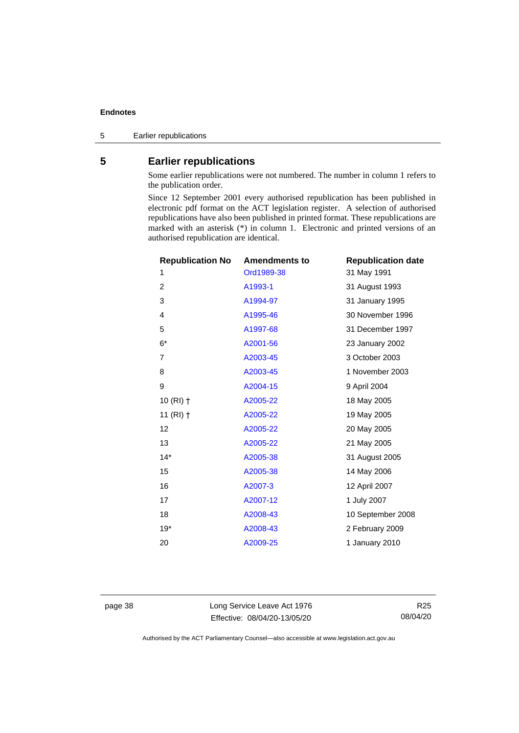## 5 Earlier republications

Some earlier republications were not numbered. The number in column 1 refers to the publication order.

Since 12 September 2001 every authorised republication has been published in electronic pdf format on the ACT legislation register. A selection of authorised republications have also been published in printed format. These republications are marked with an asterisk (*) in column 1. Electronic and printed versions of an authorised republication are identical.

| Republication No | Amendments to | Republication date |
|---|---|---|
| 1 | Ord1989-38 | 31 May 1991 |
| 2 | A1993-1 | 31 August 1993 |
| 3 | A1994-97 | 31 January 1995 |
| 4 | A1995-46 | 30 November 1996 |
| 5 | A1997-68 | 31 December 1997 |
| 6* | A2001-56 | 23 January 2002 |
| 7 | A2003-45 | 3 October 2003 |
| 8 | A2003-45 | 1 November 2003 |
| 9 | A2004-15 | 9 April 2004 |
| 10 (RI) † | A2005-22 | 18 May 2005 |
| 11 (RI) † | A2005-22 | 19 May 2005 |
| 12 | A2005-22 | 20 May 2005 |
| 13 | A2005-22 | 21 May 2005 |
| 14* | A2005-38 | 31 August 2005 |
| 15 | A2005-38 | 14 May 2006 |
| 16 | A2007-3 | 12 April 2007 |
| 17 | A2007-12 | 1 July 2007 |
| 18 | A2008-43 | 10 September 2008 |
| 19* | A2008-43 | 2 February 2009 |
| 20 | A2009-25 | 1 January 2010 |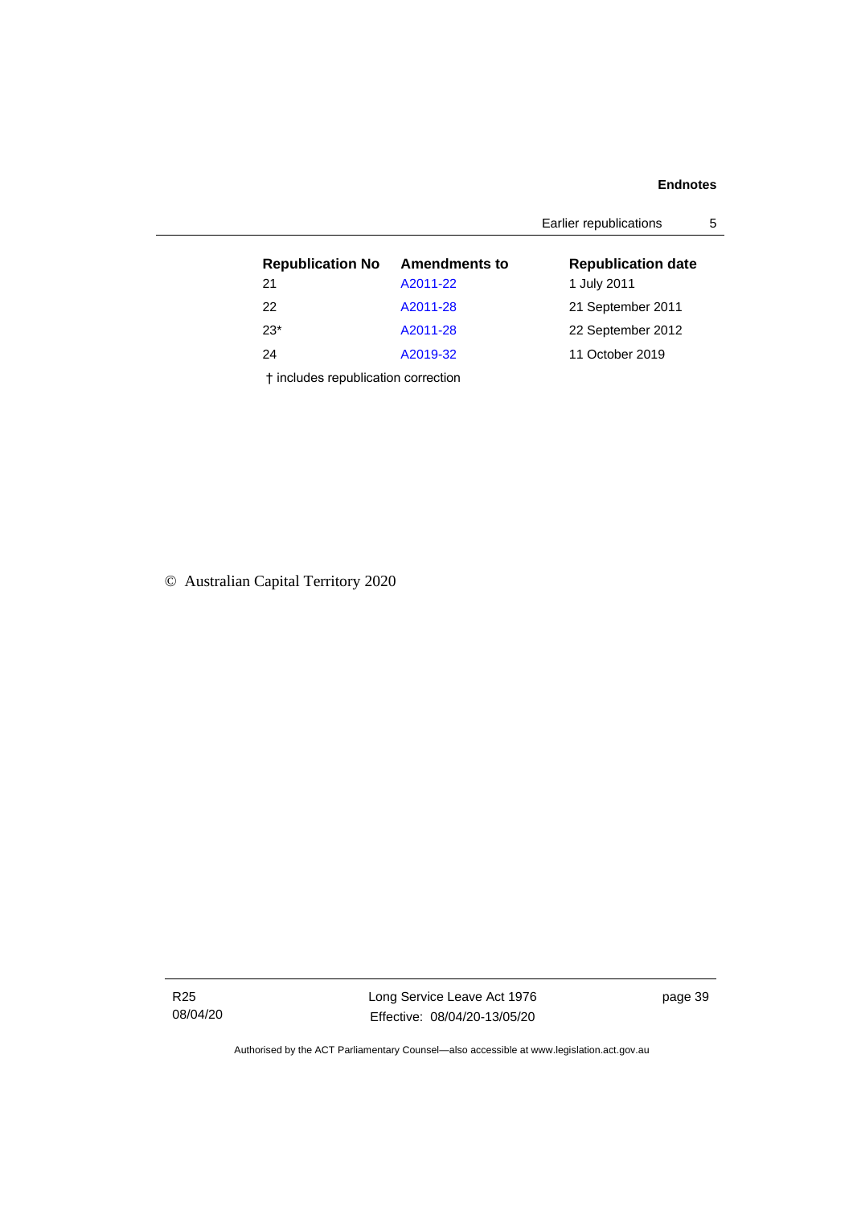| Republication No | Amendments to | Republication date |
|---|---|---|
| 21 | A2011-22 | 1 July 2011 |
| 22 | A2011-28 | 21 September 2011 |
| 23* | A2011-28 | 22 September 2012 |
| 24 | A2019-32 | 11 October 2019 |

† includes republication correction

© Australian Capital Territory 2020